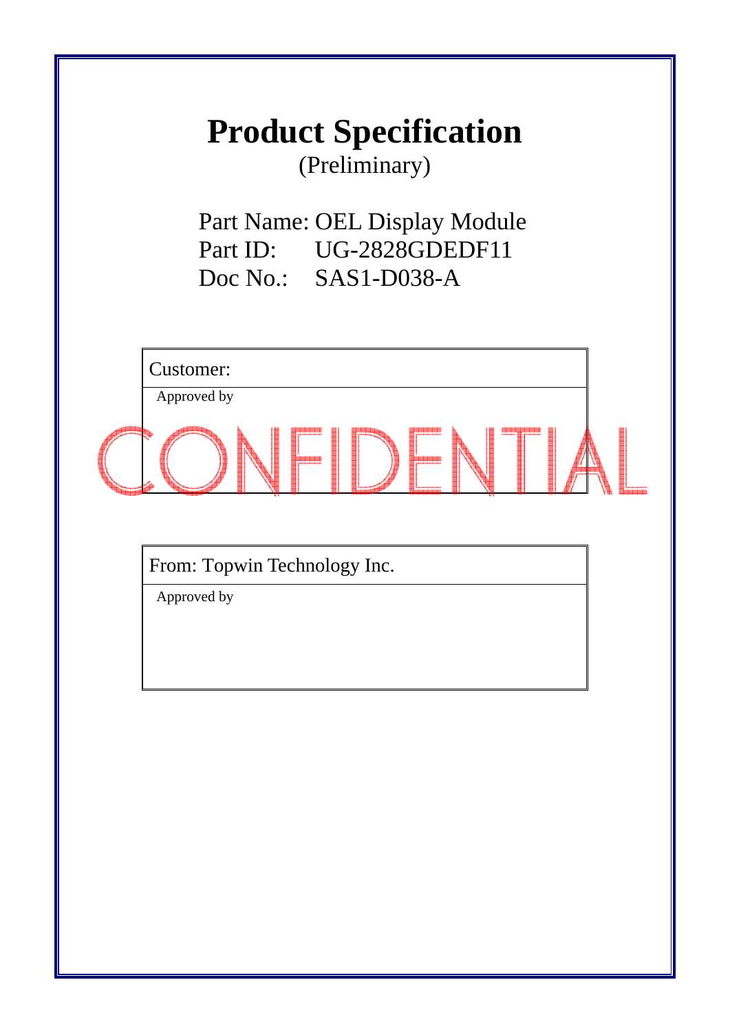# Product Specification

(Preliminary)

Part Name: OEL Display Module
Part ID: UG-2828GDEDF11
Doc No.: SAS1-D038-A

| Customer: |
| --- |
| Approved by |

CONFIDENTIAL

| From: Topwin Technology Inc. |
| --- |
| Approved by |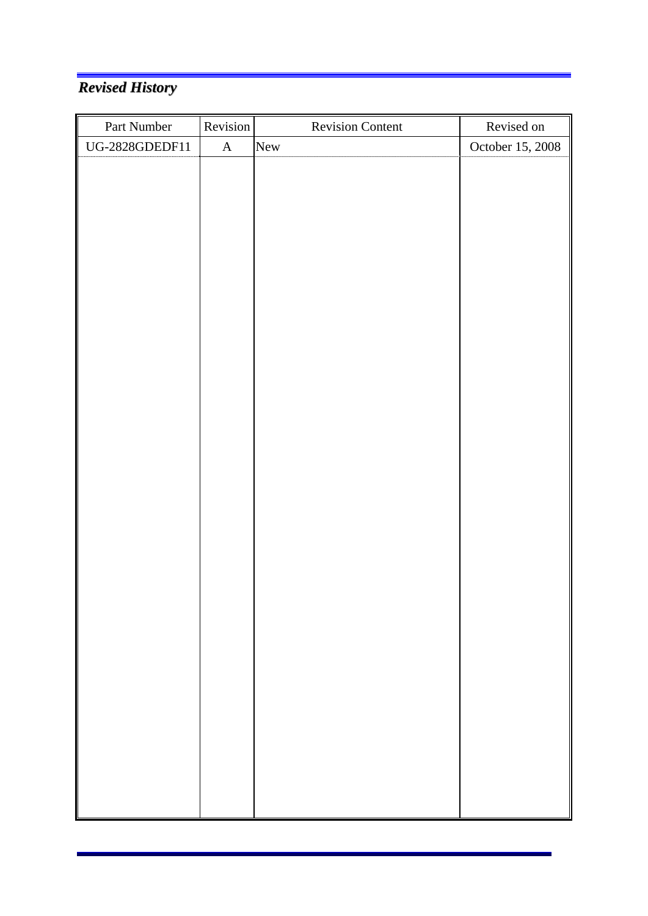***Revised History***

| Part Number | Revision | Revision Content | Revised on |
|---|---|---|---|
| UG-2828GDEDF11 | A | New | October 15, 2008 |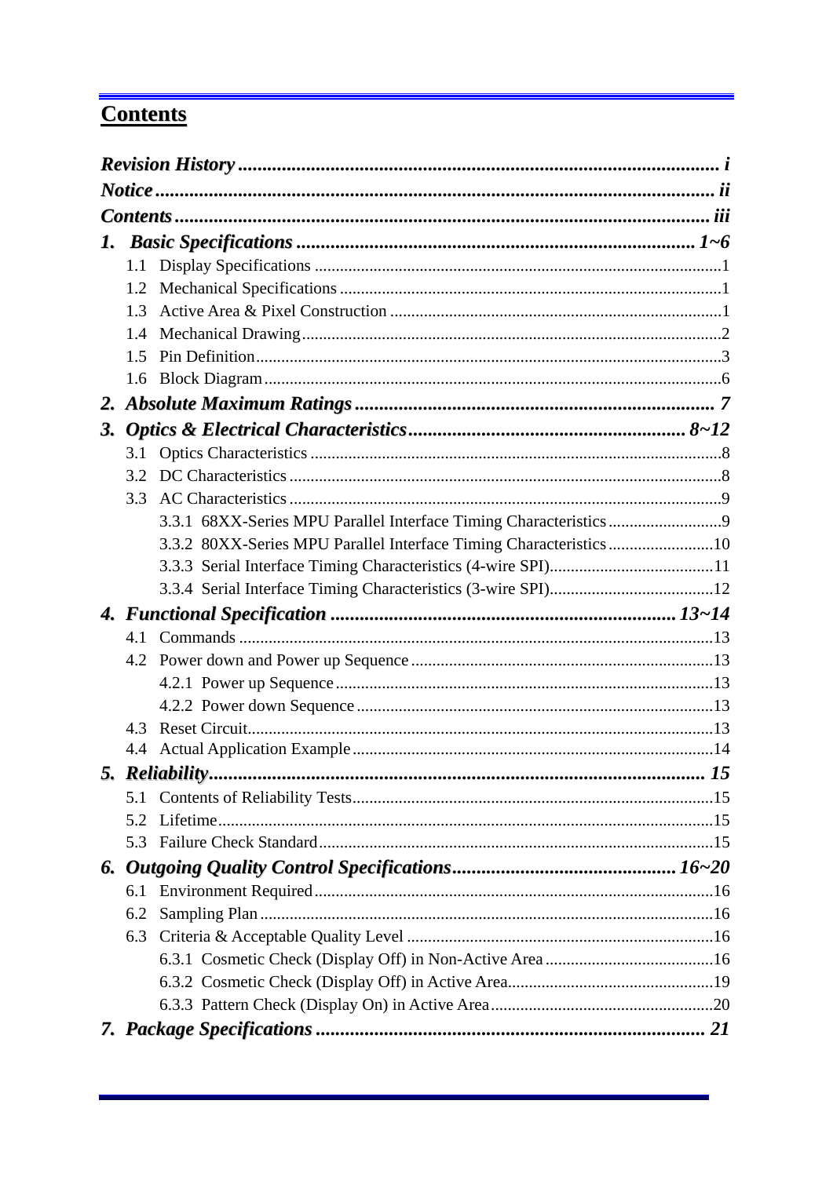# Contents

| | |
|---|---|
| ***Revision History*** | ***i*** |
| ***Notice*** | ***ii*** |
| ***Contents*** | ***iii*** |
| ***1. Basic Specifications*** | ***1~6*** |
| 1.1 Display Specifications | 1 |
| 1.2 Mechanical Specifications | 1 |
| 1.3 Active Area & Pixel Construction | 1 |
| 1.4 Mechanical Drawing | 2 |
| 1.5 Pin Definition | 3 |
| 1.6 Block Diagram | 6 |
| ***2. Absolute Maximum Ratings*** | ***7*** |
| ***3. Optics & Electrical Characteristics*** | ***8~12*** |
| 3.1 Optics Characteristics | 8 |
| 3.2 DC Characteristics | 8 |
| 3.3 AC Characteristics | 9 |
| 3.3.1 68XX-Series MPU Parallel Interface Timing Characteristics | 9 |
| 3.3.2 80XX-Series MPU Parallel Interface Timing Characteristics | 10 |
| 3.3.3 Serial Interface Timing Characteristics (4-wire SPI) | 11 |
| 3.3.4 Serial Interface Timing Characteristics (3-wire SPI) | 12 |
| ***4. Functional Specification*** | ***13~14*** |
| 4.1 Commands | 13 |
| 4.2 Power down and Power up Sequence | 13 |
| 4.2.1 Power up Sequence | 13 |
| 4.2.2 Power down Sequence | 13 |
| 4.3 Reset Circuit | 13 |
| 4.4 Actual Application Example | 14 |
| ***5. Reliability*** | ***15*** |
| 5.1 Contents of Reliability Tests | 15 |
| 5.2 Lifetime | 15 |
| 5.3 Failure Check Standard | 15 |
| ***6. Outgoing Quality Control Specifications*** | ***16~20*** |
| 6.1 Environment Required | 16 |
| 6.2 Sampling Plan | 16 |
| 6.3 Criteria & Acceptable Quality Level | 16 |
| 6.3.1 Cosmetic Check (Display Off) in Non-Active Area | 16 |
| 6.3.2 Cosmetic Check (Display Off) in Active Area | 19 |
| 6.3.3 Pattern Check (Display On) in Active Area | 20 |
| ***7. Package Specifications*** | ***21*** |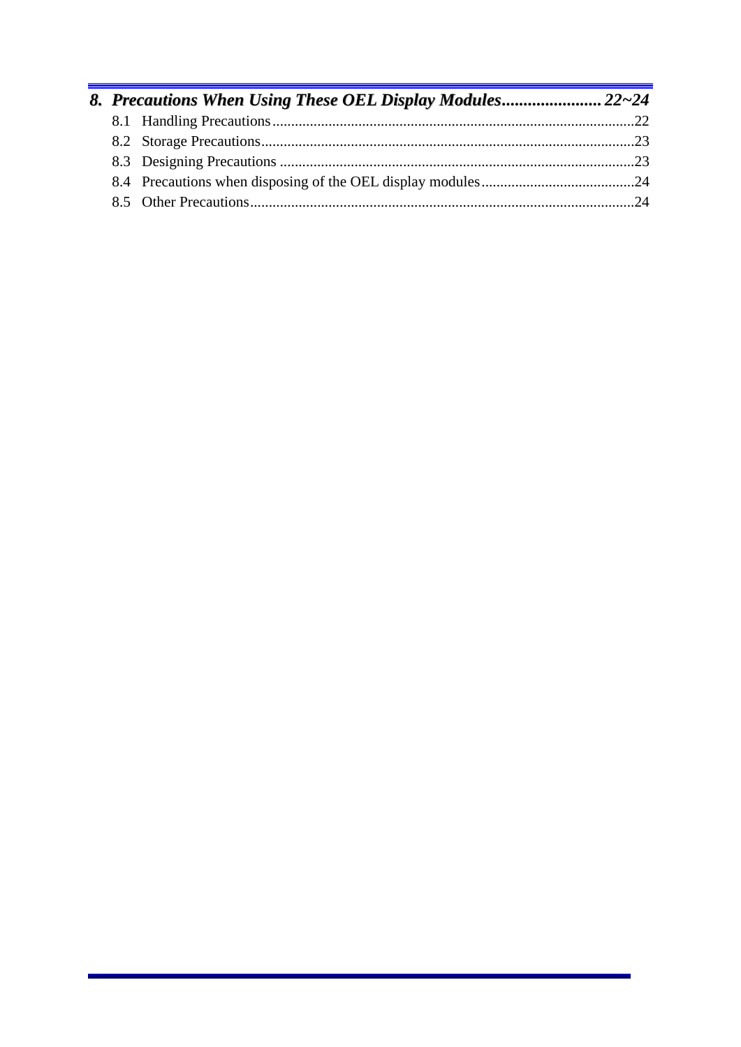***8. Precautions When Using These OEL Display Modules....................... 22~24***

8.1 Handling Precautions..................................................................................................22

8.2 Storage Precautions.....................................................................................................23

8.3 Designing Precautions ...............................................................................................23

8.4 Precautions when disposing of the OEL display modules.........................................24

8.5 Other Precautions........................................................................................................24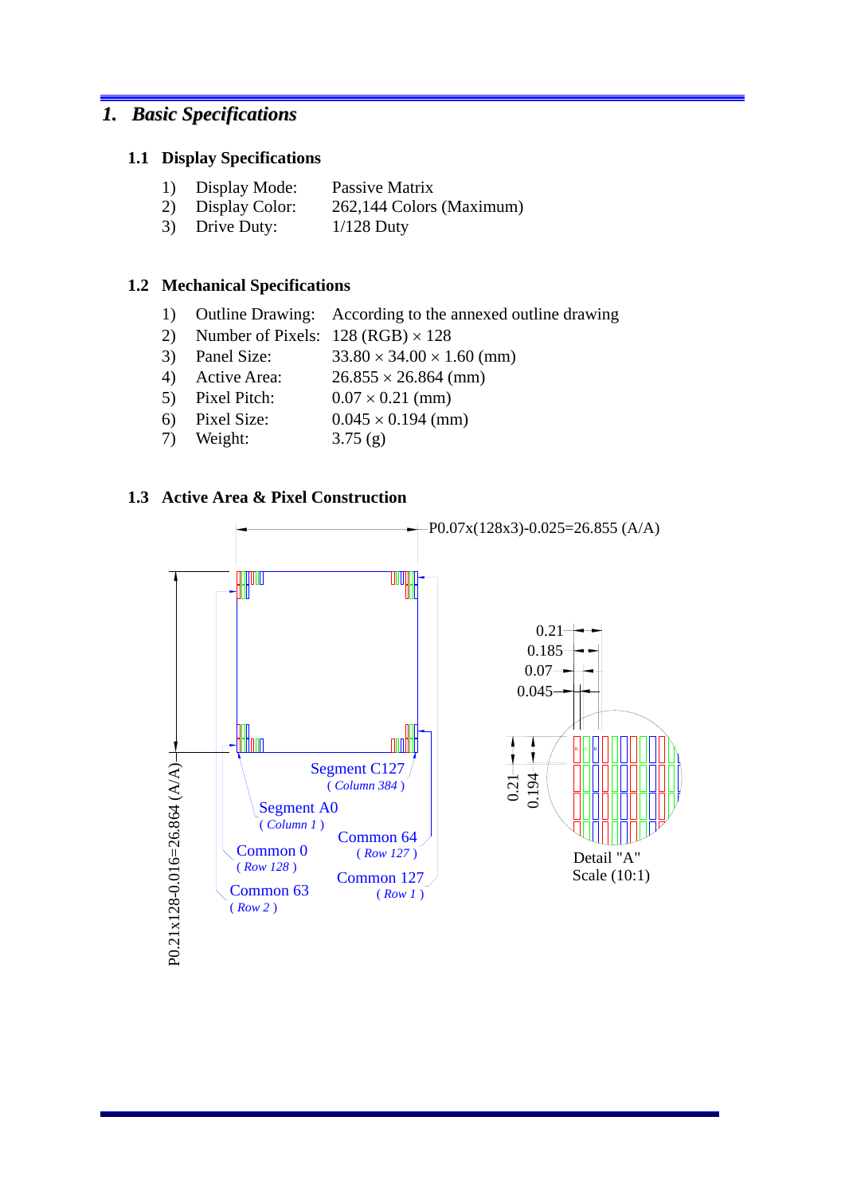# 1. Basic Specifications

## 1.1 Display Specifications

1) Display Mode: Passive Matrix
2) Display Color: 262,144 Colors (Maximum)
3) Drive Duty: 1/128 Duty

## 1.2 Mechanical Specifications

1) Outline Drawing: According to the annexed outline drawing
2) Number of Pixels: 128 (RGB) × 128
3) Panel Size: 33.80 × 34.00 × 1.60 (mm)
4) Active Area: 26.855 × 26.864 (mm)
5) Pixel Pitch: 0.07 × 0.21 (mm)
6) Pixel Size: 0.045 × 0.194 (mm)
7) Weight: 3.75 (g)

## 1.3 Active Area & Pixel Construction

P0.07x(128x3)-0.025=26.855 (A/A)

P0.21x128-0.016=26.864 (A/A)

Segment C127 ( Column 384 )

Segment A0 ( Column 1 )

Common 0 ( Row 128 )

Common 63 ( Row 2 )

Common 64 ( Row 127 )

Common 127 ( Row 1 )

0.21, 0.185, 0.07, 0.045, 0.21, 0.194

Detail "A"
Scale (10:1)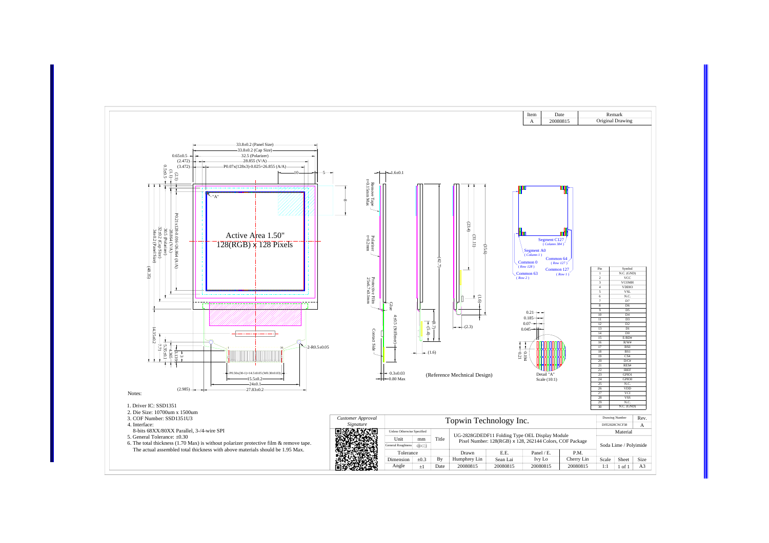| Item | Date | Remark |
|---|---|---|
| A | 20080815 | Original Drawing |

33.8±0.2 (Panel Size)
33.8±0.2 (Cap Size)
32.5 (Polarizer)
28.855 (V/A)
P0.07x(128x3)-0.025=26.855 (A/A)

Active Area 1.50"
128(RGB) x 128 Pixels

34±0.2 (Panel Size)
32±0.2 (Cap Size)
30.5 (Polarizer)
28.864 (V/A)
P0.21x128-0.016=26.864 (A/A)

"A"

Remove Tape t=0.15mm Max

Polarizer t=0.2mm

Protective Film 25x6.7x0.1mm

Glue

Contact Side

4±0.5 (Stiffener)

0.3±0.03

0.80 Max

(Reference Mechnical Design)

Segment C127 (Column 384)
Segment A0 (Column 1)
Common 0 (Row 128)
Common 63 (Row 2)
Common 64 (Row 127)
Common 127 (Row 1)

Detail "A"
Scale (10:1)

P0.50x(30-1)=14.5±0.05 (W0.30±0.03)
15.5±0.2
24±0.1
27.83±0.2
2-R0.5±0.05

| Pin | Symbol |
|---|---|
| 1 | N.C. (GND) |
| 2 | VCC |
| 3 | VCOMH |
| 4 | VDDIO |
| 5 | VSL |
| 6 | N.C. |
| 7 | D7 |
| 8 | D6 |
| 9 | D5 |
| 10 | D4 |
| 11 | D3 |
| 12 | D2 |
| 13 | D1 |
| 14 | D0 |
| 15 | E/RD# |
| 16 | R/W# |
| 17 | BS0 |
| 18 | BS1 |
| 19 | CS# |
| 20 | D/C# |
| 21 | RES# |
| 22 | IREF |
| 23 | GPIO1 |
| 24 | GPIO0 |
| 25 | N.C. |
| 26 | VDD |
| 27 | VCI |
| 28 | VSS |
| 29 | N.C. |
| 30 | N.C. (GND) |

Notes:

1. Driver IC: SSD1351
2. Die Size: 10700um x 1500um
3. COF Number: SSD1351U3
4. Interface:
   8-bits 68XX/80XX Parallel, 3-/4-wire SPI
5. General Tolerance: ±0.30
6. The total thickness (1.70 Max) is without polarizer protective film & remove tape.
   The actual assembled total thickness with above materials should be 1.95 Max.

| Customer Approval Signature | Topwin Technology Inc. | | | | | | Drawing Number DFE2828CNCF38 | Rev. A |
|---|---|---|---|---|---|---|---|---|
| Unless Otherwise Specified | Unit: mm | Title | UG-2828GDEDF11 Folding Type OEL Display Module, Pixel Number: 128(RGB) x 128, 262144 Colors, COF Package | | | | Material: Soda Lime / Polyimide | |
| Tolerance | | By | Drawn: Humphrey Lin | E.E.: Sean Lai | Panel / E.: Ivy Lo | P.M.: Cherry Lin | Scale: 1:1 | Sheet: 1 of 1 / Size: A3 |
| Dimension ±0.3, Angle ±1 | | Date | 20080815 | 20080815 | 20080815 | 20080815 | | |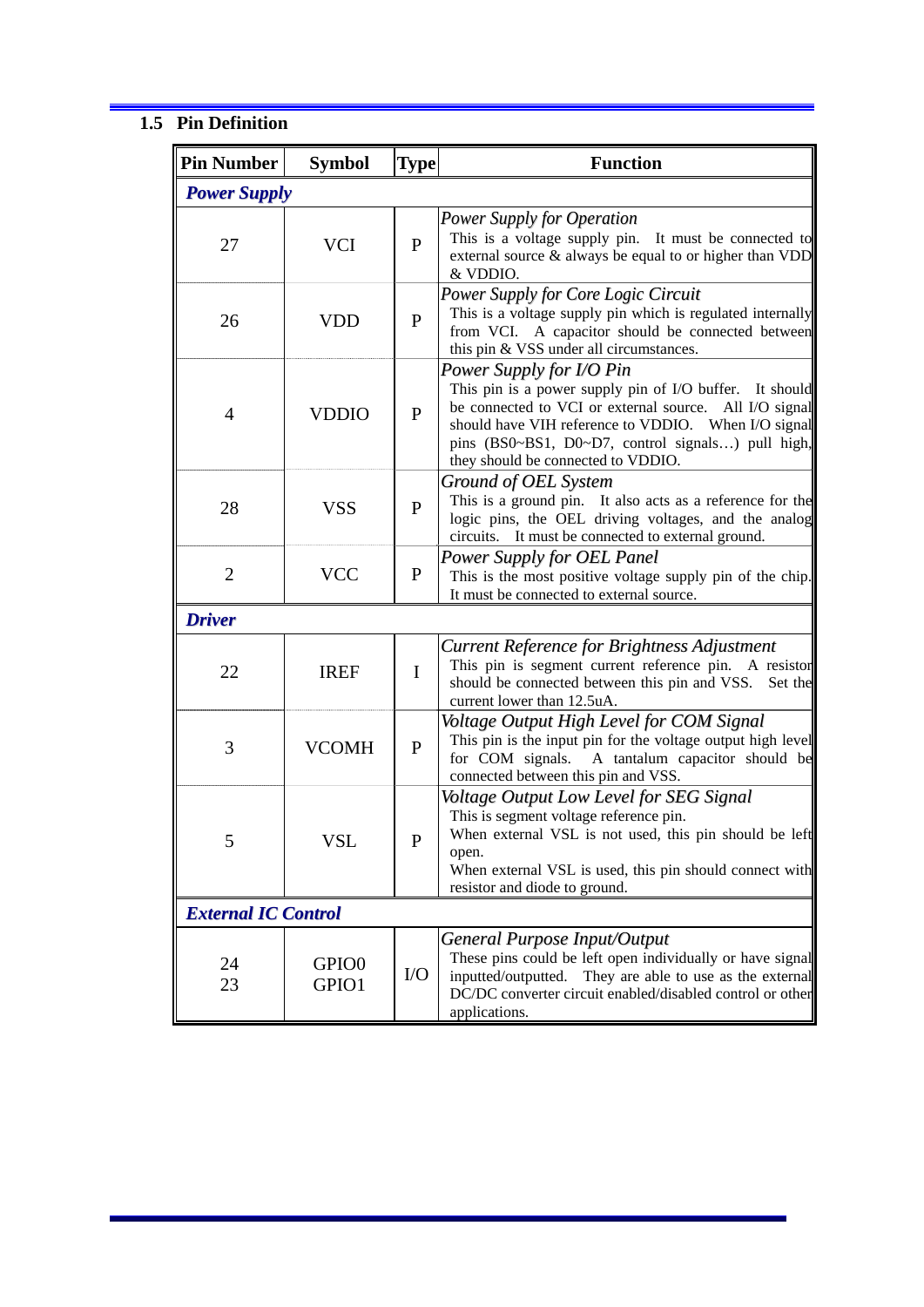### 1.5 Pin Definition

| Pin Number | Symbol | Type | Function |
|---|---|---|---|
| ***Power Supply*** | | | |
| 27 | VCI | P | *Power Supply for Operation*<br>This is a voltage supply pin. It must be connected to external source & always be equal to or higher than VDD & VDDIO. |
| 26 | VDD | P | *Power Supply for Core Logic Circuit*<br>This is a voltage supply pin which is regulated internally from VCI. A capacitor should be connected between this pin & VSS under all circumstances. |
| 4 | VDDIO | P | *Power Supply for I/O Pin*<br>This pin is a power supply pin of I/O buffer. It should be connected to VCI or external source. All I/O signal should have VIH reference to VDDIO. When I/O signal pins (BS0~BS1, D0~D7, control signals…) pull high, they should be connected to VDDIO. |
| 28 | VSS | P | *Ground of OEL System*<br>This is a ground pin. It also acts as a reference for the logic pins, the OEL driving voltages, and the analog circuits. It must be connected to external ground. |
| 2 | VCC | P | *Power Supply for OEL Panel*<br>This is the most positive voltage supply pin of the chip. It must be connected to external source. |
| ***Driver*** | | | |
| 22 | IREF | I | *Current Reference for Brightness Adjustment*<br>This pin is segment current reference pin. A resistor should be connected between this pin and VSS. Set the current lower than 12.5uA. |
| 3 | VCOMH | P | *Voltage Output High Level for COM Signal*<br>This pin is the input pin for the voltage output high level for COM signals. A tantalum capacitor should be connected between this pin and VSS. |
| 5 | VSL | P | *Voltage Output Low Level for SEG Signal*<br>This is segment voltage reference pin.<br>When external VSL is not used, this pin should be left open.<br>When external VSL is used, this pin should connect with resistor and diode to ground. |
| ***External IC Control*** | | | |
| 24<br>23 | GPIO0<br>GPIO1 | I/O | *General Purpose Input/Output*<br>These pins could be left open individually or have signal inputted/outputted. They are able to use as the external DC/DC converter circuit enabled/disabled control or other applications. |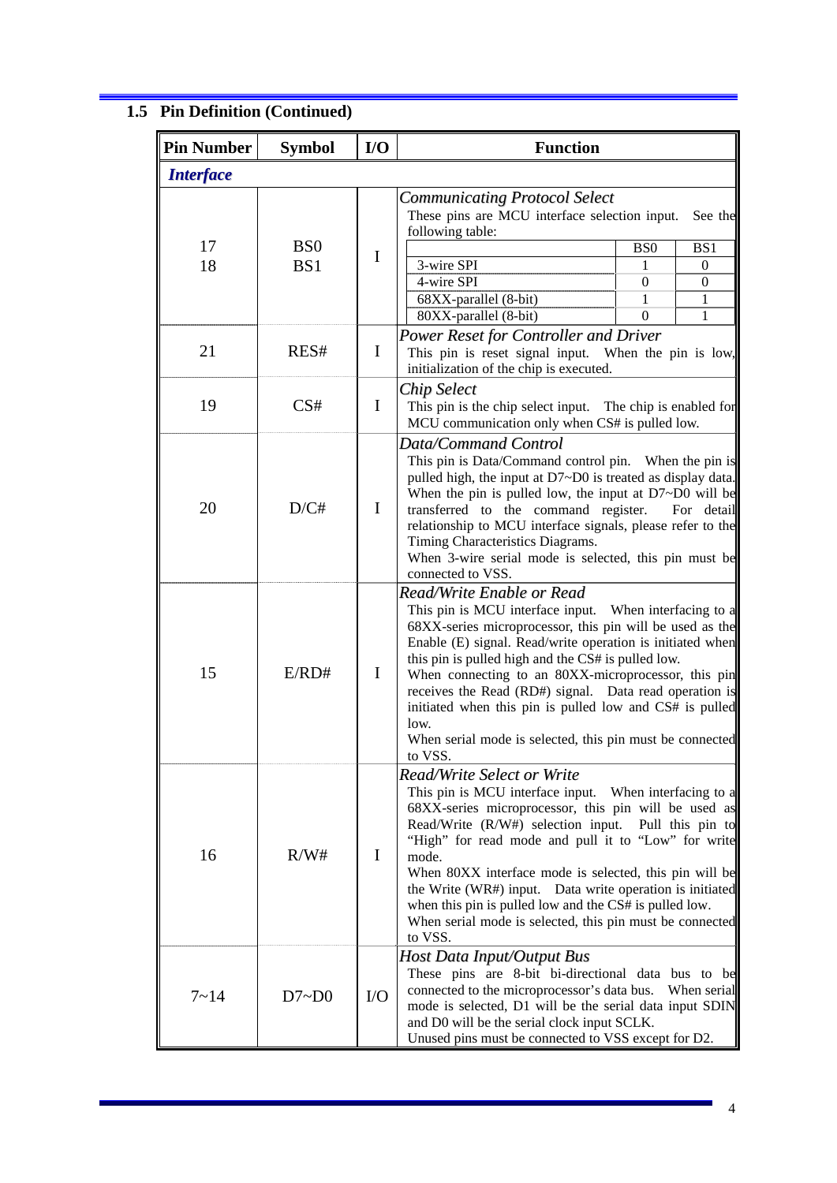## 1.5 Pin Definition (Continued)

| Pin Number | Symbol | I/O | Function |
|---|---|---|---|
| ***Interface*** | | | |
| 17<br>18 | BS0<br>BS1 | I | *Communicating Protocol Select*<br>These pins are MCU interface selection input. See the following table:<br><br>\| \| BS0 \| BS1 \|<br>\|---\|---\|---\|<br>\| 3-wire SPI \| 1 \| 0 \|<br>\| 4-wire SPI \| 0 \| 0 \|<br>\| 68XX-parallel (8-bit) \| 1 \| 1 \|<br>\| 80XX-parallel (8-bit) \| 0 \| 1 \| |
| 21 | RES# | I | *Power Reset for Controller and Driver*<br>This pin is reset signal input. When the pin is low, initialization of the chip is executed. |
| 19 | CS# | I | *Chip Select*<br>This pin is the chip select input. The chip is enabled for MCU communication only when CS# is pulled low. |
| 20 | D/C# | I | *Data/Command Control*<br>This pin is Data/Command control pin. When the pin is pulled high, the input at D7~D0 is treated as display data. When the pin is pulled low, the input at D7~D0 will be transferred to the command register. For detail relationship to MCU interface signals, please refer to the Timing Characteristics Diagrams.<br>When 3-wire serial mode is selected, this pin must be connected to VSS. |
| 15 | E/RD# | I | *Read/Write Enable or Read*<br>This pin is MCU interface input. When interfacing to a 68XX-series microprocessor, this pin will be used as the Enable (E) signal. Read/write operation is initiated when this pin is pulled high and the CS# is pulled low.<br>When connecting to an 80XX-microprocessor, this pin receives the Read (RD#) signal. Data read operation is initiated when this pin is pulled low and CS# is pulled low.<br>When serial mode is selected, this pin must be connected to VSS. |
| 16 | R/W# | I | *Read/Write Select or Write*<br>This pin is MCU interface input. When interfacing to a 68XX-series microprocessor, this pin will be used as Read/Write (R/W#) selection input. Pull this pin to "High" for read mode and pull it to "Low" for write mode.<br>When 80XX interface mode is selected, this pin will be the Write (WR#) input. Data write operation is initiated when this pin is pulled low and the CS# is pulled low.<br>When serial mode is selected, this pin must be connected to VSS. |
| 7~14 | D7~D0 | I/O | *Host Data Input/Output Bus*<br>These pins are 8-bit bi-directional data bus to be connected to the microprocessor's data bus. When serial mode is selected, D1 will be the serial data input SDIN and D0 will be the serial clock input SCLK.<br>Unused pins must be connected to VSS except for D2. |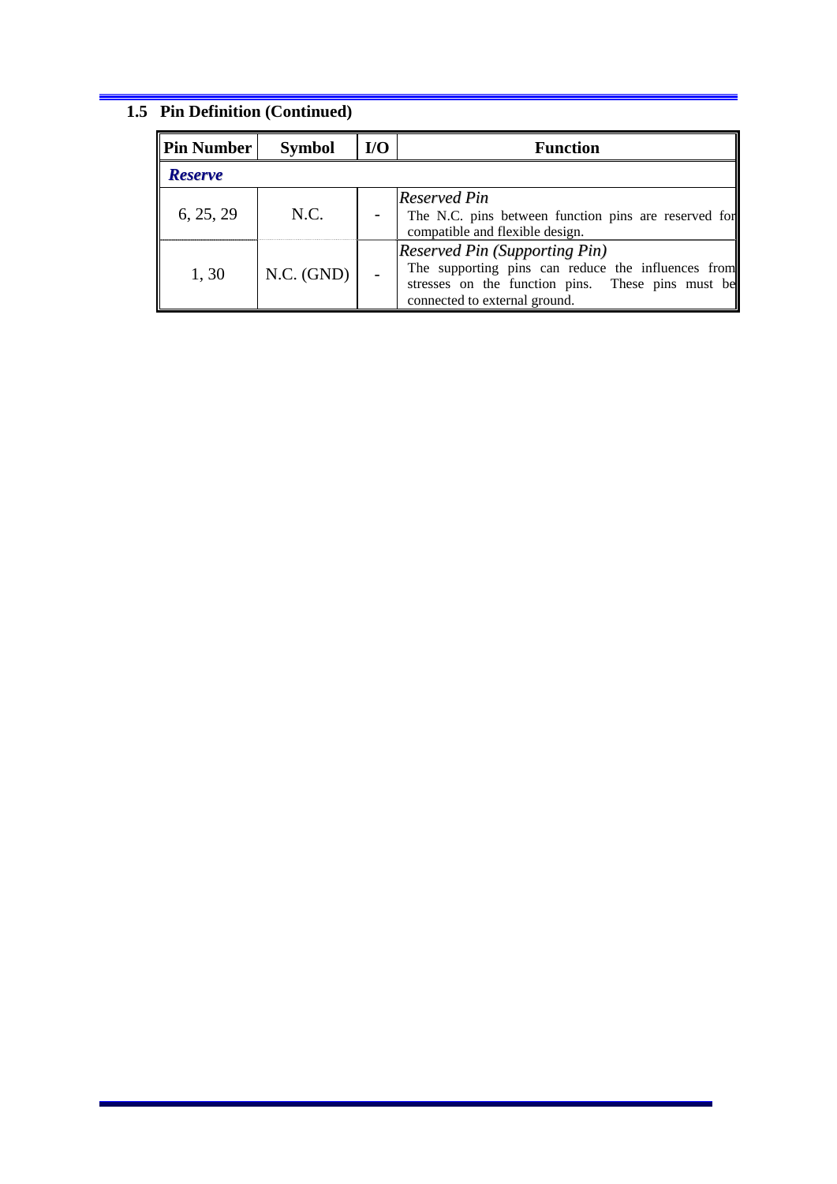## 1.5 Pin Definition (Continued)

| Pin Number | Symbol | I/O | Function |
|---|---|---|---|
| ***Reserve*** | | | |
| 6, 25, 29 | N.C. | - | *Reserved Pin*<br>The N.C. pins between function pins are reserved for compatible and flexible design. |
| 1, 30 | N.C. (GND) | - | *Reserved Pin (Supporting Pin)*<br>The supporting pins can reduce the influences from stresses on the function pins. These pins must be connected to external ground. |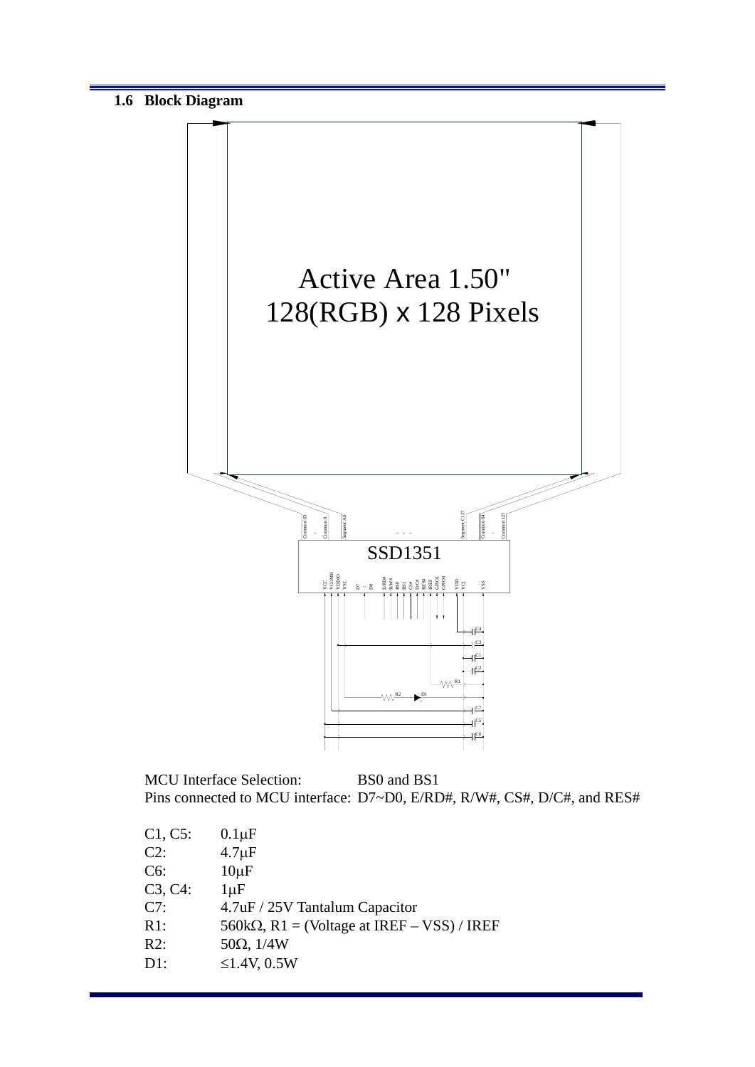## 1.6 Block Diagram

Active Area 1.50"
128(RGB) x 128 Pixels

SSD1351

MCU Interface Selection: BS0 and BS1
Pins connected to MCU interface: D7~D0, E/RD#, R/W#, CS#, D/C#, and RES#

C1, C5: 0.1μF
C2: 4.7μF
C6: 10μF
C3, C4: 1μF
C7: 4.7uF / 25V Tantalum Capacitor
R1: 560kΩ, R1 = (Voltage at IREF – VSS) / IREF
R2: 50Ω, 1/4W
D1: ≤1.4V, 0.5W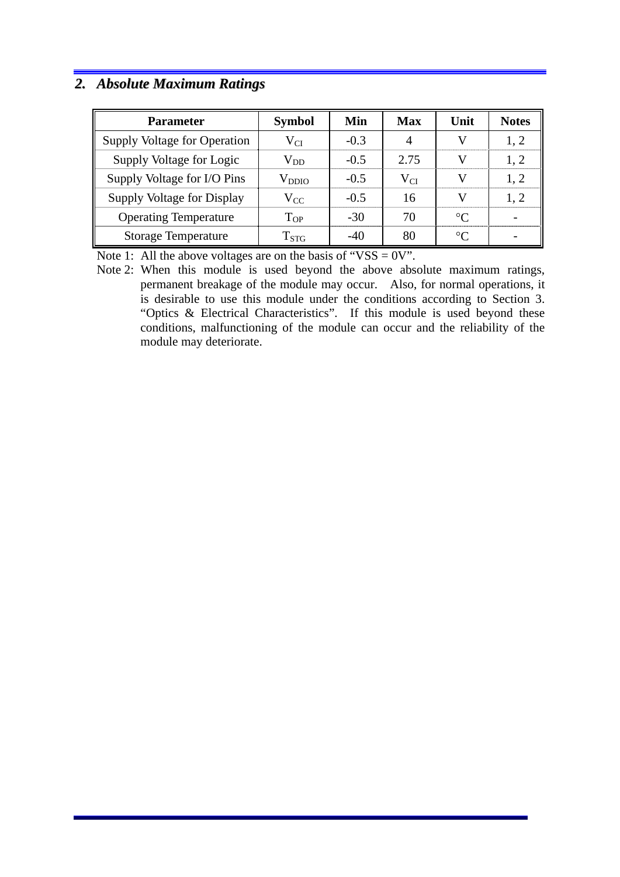## 2. *Absolute Maximum Ratings*

| Parameter | Symbol | Min | Max | Unit | Notes |
|---|---|---|---|---|---|
| Supply Voltage for Operation | $V_{CI}$ | -0.3 | 4 | V | 1, 2 |
| Supply Voltage for Logic | $V_{DD}$ | -0.5 | 2.75 | V | 1, 2 |
| Supply Voltage for I/O Pins | $V_{DDIO}$ | -0.5 | $V_{CI}$ | V | 1, 2 |
| Supply Voltage for Display | $V_{CC}$ | -0.5 | 16 | V | 1, 2 |
| Operating Temperature | $T_{OP}$ | -30 | 70 | °C | - |
| Storage Temperature | $T_{STG}$ | -40 | 80 | °C | - |

Note 1: All the above voltages are on the basis of "VSS = 0V".

Note 2: When this module is used beyond the above absolute maximum ratings, permanent breakage of the module may occur. Also, for normal operations, it is desirable to use this module under the conditions according to Section 3. "Optics & Electrical Characteristics". If this module is used beyond these conditions, malfunctioning of the module can occur and the reliability of the module may deteriorate.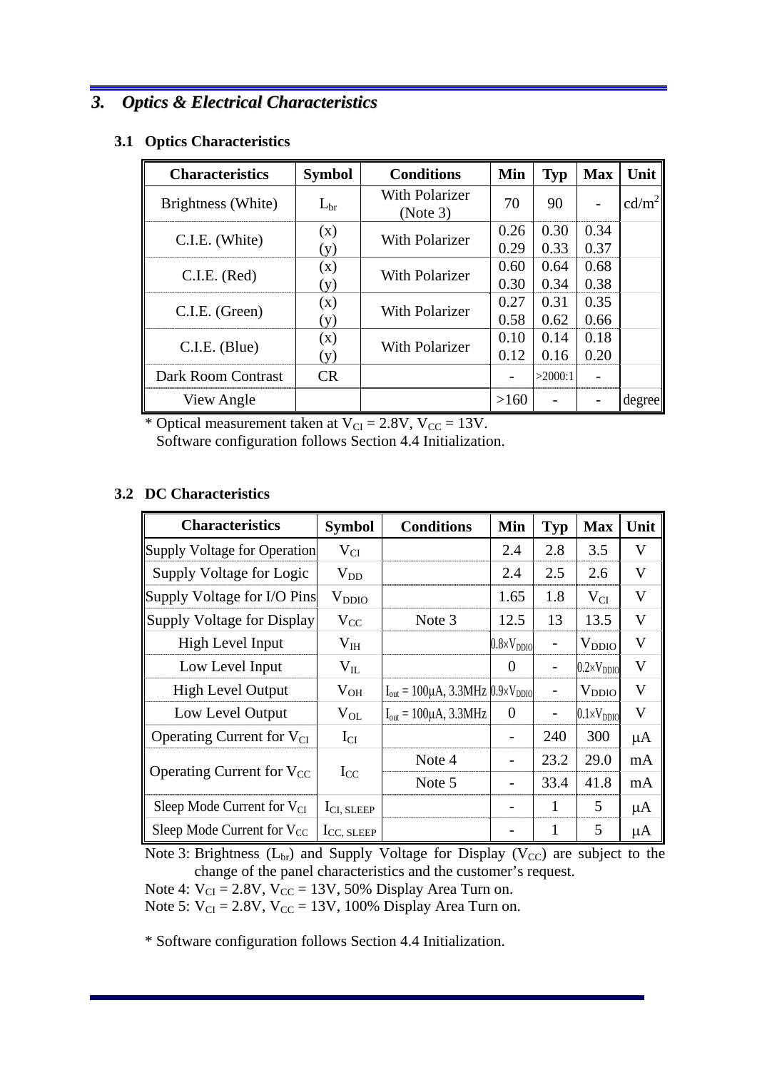## 3. *Optics & Electrical Characteristics*

### 3.1 Optics Characteristics

| Characteristics | Symbol | Conditions | Min | Typ | Max | Unit |
|---|---|---|---|---|---|---|
| Brightness (White) | $L_{br}$ | With Polarizer (Note 3) | 70 | 90 | - | $cd/m^2$ |
| C.I.E. (White) | (x)<br>(y) | With Polarizer | 0.26<br>0.29 | 0.30<br>0.33 | 0.34<br>0.37 | |
| C.I.E. (Red) | (x)<br>(y) | With Polarizer | 0.60<br>0.30 | 0.64<br>0.34 | 0.68<br>0.38 | |
| C.I.E. (Green) | (x)<br>(y) | With Polarizer | 0.27<br>0.58 | 0.31<br>0.62 | 0.35<br>0.66 | |
| C.I.E. (Blue) | (x)<br>(y) | With Polarizer | 0.10<br>0.12 | 0.14<br>0.16 | 0.18<br>0.20 | |
| Dark Room Contrast | CR | | - | >2000:1 | - | |
| View Angle | | | >160 | - | - | degree |

* Optical measurement taken at $V_{CI}$ = 2.8V, $V_{CC}$ = 13V.
  Software configuration follows Section 4.4 Initialization.

### 3.2 DC Characteristics

| Characteristics | Symbol | Conditions | Min | Typ | Max | Unit |
|---|---|---|---|---|---|---|
| Supply Voltage for Operation | $V_{CI}$ | | 2.4 | 2.8 | 3.5 | V |
| Supply Voltage for Logic | $V_{DD}$ | | 2.4 | 2.5 | 2.6 | V |
| Supply Voltage for I/O Pins | $V_{DDIO}$ | | 1.65 | 1.8 | $V_{CI}$ | V |
| Supply Voltage for Display | $V_{CC}$ | Note 3 | 12.5 | 13 | 13.5 | V |
| High Level Input | $V_{IH}$ | | $0.8 \times V_{DDIO}$ | - | $V_{DDIO}$ | V |
| Low Level Input | $V_{IL}$ | | 0 | - | $0.2 \times V_{DDIO}$ | V |
| High Level Output | $V_{OH}$ | $I_{out}$ = 100μA, 3.3MHz | $0.9 \times V_{DDIO}$ | - | $V_{DDIO}$ | V |
| Low Level Output | $V_{OL}$ | $I_{out}$ = 100μA, 3.3MHz | 0 | - | $0.1 \times V_{DDIO}$ | V |
| Operating Current for $V_{CI}$ | $I_{CI}$ | | - | 240 | 300 | μA |
| Operating Current for $V_{CC}$ | $I_{CC}$ | Note 4 | - | 23.2 | 29.0 | mA |
| | | Note 5 | - | 33.4 | 41.8 | mA |
| Sleep Mode Current for $V_{CI}$ | $I_{CI, SLEEP}$ | | - | 1 | 5 | μA |
| Sleep Mode Current for $V_{CC}$ | $I_{CC, SLEEP}$ | | - | 1 | 5 | μA |

Note 3: Brightness ($L_{br}$) and Supply Voltage for Display ($V_{CC}$) are subject to the change of the panel characteristics and the customer's request.
Note 4: $V_{CI}$ = 2.8V, $V_{CC}$ = 13V, 50% Display Area Turn on.
Note 5: $V_{CI}$ = 2.8V, $V_{CC}$ = 13V, 100% Display Area Turn on.

* Software configuration follows Section 4.4 Initialization.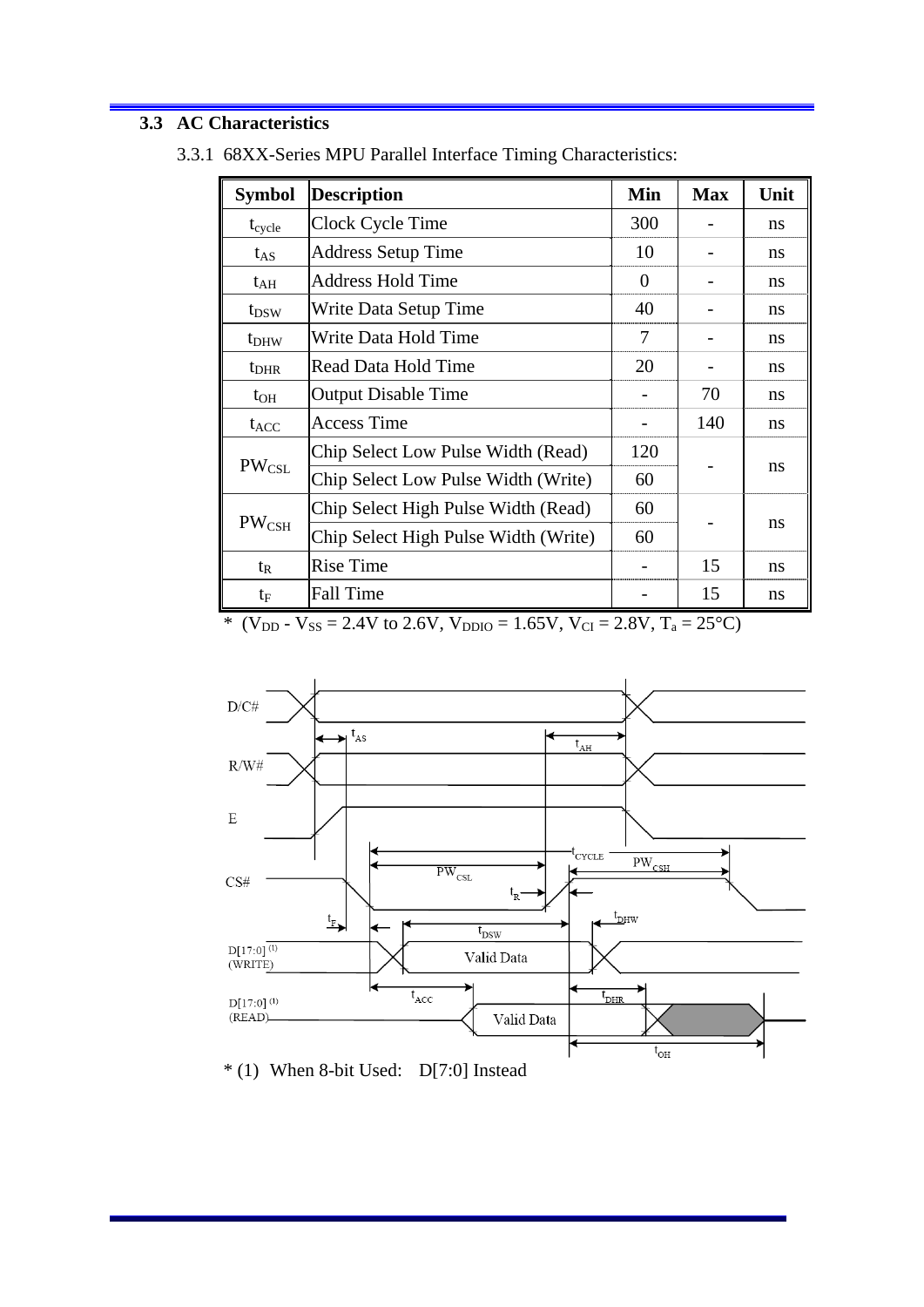## 3.3 AC Characteristics

### 3.3.1 68XX-Series MPU Parallel Interface Timing Characteristics:

| Symbol | Description | Min | Max | Unit |
|---|---|---|---|---|
| $t_{cycle}$ | Clock Cycle Time | 300 | - | ns |
| $t_{AS}$ | Address Setup Time | 10 | - | ns |
| $t_{AH}$ | Address Hold Time | 0 | - | ns |
| $t_{DSW}$ | Write Data Setup Time | 40 | - | ns |
| $t_{DHW}$ | Write Data Hold Time | 7 | - | ns |
| $t_{DHR}$ | Read Data Hold Time | 20 | - | ns |
| $t_{OH}$ | Output Disable Time | - | 70 | ns |
| $t_{ACC}$ | Access Time | - | 140 | ns |
| $PW_{CSL}$ | Chip Select Low Pulse Width (Read) | 120 | - | ns |
| | Chip Select Low Pulse Width (Write) | 60 | | |
| $PW_{CSH}$ | Chip Select High Pulse Width (Read) | 60 | - | ns |
| | Chip Select High Pulse Width (Write) | 60 | | |
| $t_R$ | Rise Time | - | 15 | ns |
| $t_F$ | Fall Time | - | 15 | ns |

* ($V_{DD}$ - $V_{SS}$ = 2.4V to 2.6V, $V_{DDIO}$ = 1.65V, $V_{CI}$ = 2.8V, $T_a$ = 25°C)

D/C#

R/W#

E

CS#

D[17:0] [(1)] (WRITE)

D[17:0] [(1)] (READ)

$t_{AS}$, $t_{AH}$, $t_{CYCLE}$, $PW_{CSL}$, $PW_{CSH}$, $t_R$, $t_F$, $t_{DSW}$, $t_{DHW}$, Valid Data, $t_{ACC}$, $t_{DHR}$, $t_{OH}$

* (1) When 8-bit Used: D[7:0] Instead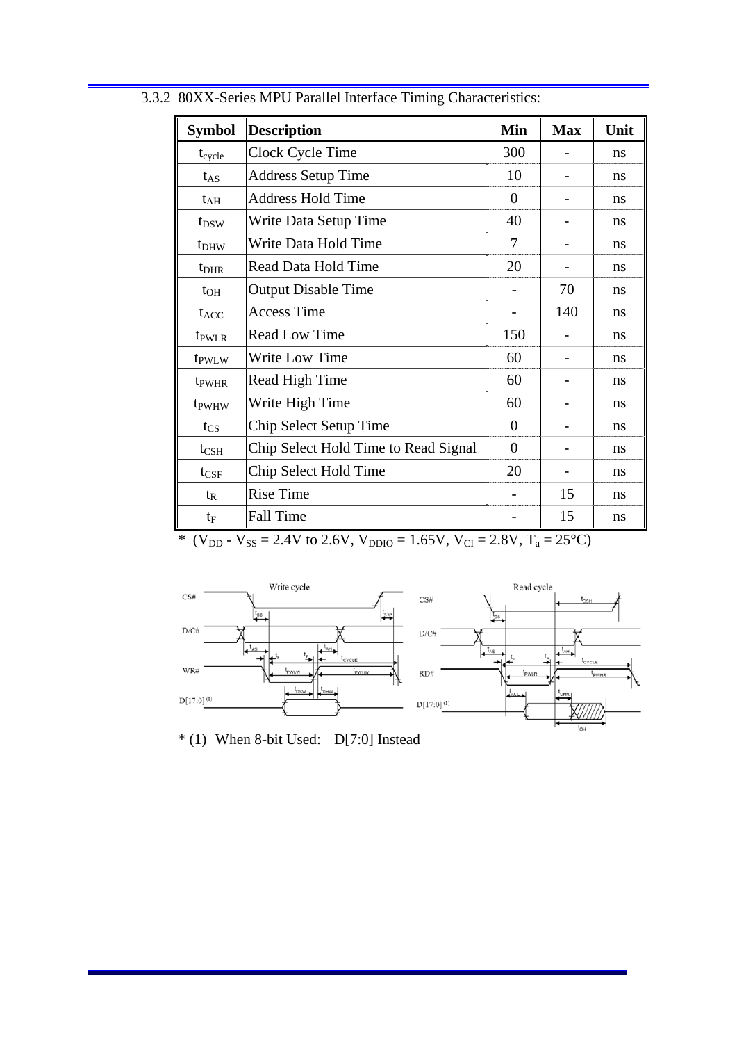### 3.3.2 80XX-Series MPU Parallel Interface Timing Characteristics:

| Symbol | Description | Min | Max | Unit |
|---|---|---|---|---|
| $t_{cycle}$ | Clock Cycle Time | 300 | - | ns |
| $t_{AS}$ | Address Setup Time | 10 | - | ns |
| $t_{AH}$ | Address Hold Time | 0 | - | ns |
| $t_{DSW}$ | Write Data Setup Time | 40 | - | ns |
| $t_{DHW}$ | Write Data Hold Time | 7 | - | ns |
| $t_{DHR}$ | Read Data Hold Time | 20 | - | ns |
| $t_{OH}$ | Output Disable Time | - | 70 | ns |
| $t_{ACC}$ | Access Time | - | 140 | ns |
| $t_{PWLR}$ | Read Low Time | 150 | - | ns |
| $t_{PWLW}$ | Write Low Time | 60 | - | ns |
| $t_{PWHR}$ | Read High Time | 60 | - | ns |
| $t_{PWHW}$ | Write High Time | 60 | - | ns |
| $t_{CS}$ | Chip Select Setup Time | 0 | - | ns |
| $t_{CSH}$ | Chip Select Hold Time to Read Signal | 0 | - | ns |
| $t_{CSF}$ | Chip Select Hold Time | 20 | - | ns |
| $t_R$ | Rise Time | - | 15 | ns |
| $t_F$ | Fall Time | - | 15 | ns |

* ($V_{DD}$ - $V_{SS}$ = 2.4V to 2.6V, $V_{DDIO}$ = 1.65V, $V_{CI}$ = 2.8V, $T_a$ = 25°C)

* (1) When 8-bit Used: D[7:0] Instead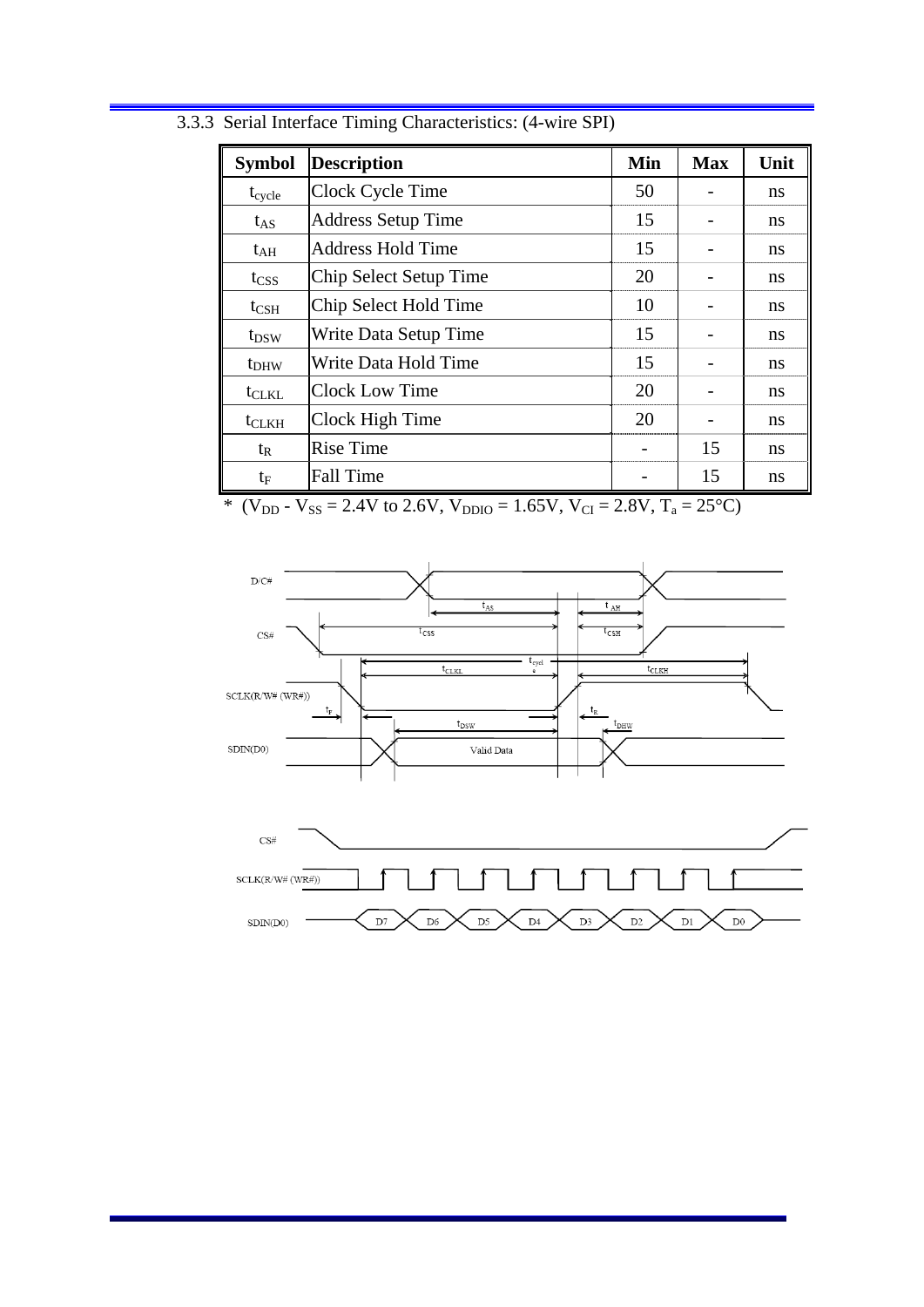### 3.3.3 Serial Interface Timing Characteristics: (4-wire SPI)

| Symbol | Description | Min | Max | Unit |
|---|---|---|---|---|
| $t_{cycle}$ | Clock Cycle Time | 50 | - | ns |
| $t_{AS}$ | Address Setup Time | 15 | - | ns |
| $t_{AH}$ | Address Hold Time | 15 | - | ns |
| $t_{CSS}$ | Chip Select Setup Time | 20 | - | ns |
| $t_{CSH}$ | Chip Select Hold Time | 10 | - | ns |
| $t_{DSW}$ | Write Data Setup Time | 15 | - | ns |
| $t_{DHW}$ | Write Data Hold Time | 15 | - | ns |
| $t_{CLKL}$ | Clock Low Time | 20 | - | ns |
| $t_{CLKH}$ | Clock High Time | 20 | - | ns |
| $t_R$ | Rise Time | - | 15 | ns |
| $t_F$ | Fall Time | - | 15 | ns |

* ($V_{DD}$ - $V_{SS}$ = 2.4V to 2.6V, $V_{DDIO}$ = 1.65V, $V_{CI}$ = 2.8V, $T_a$ = 25°C)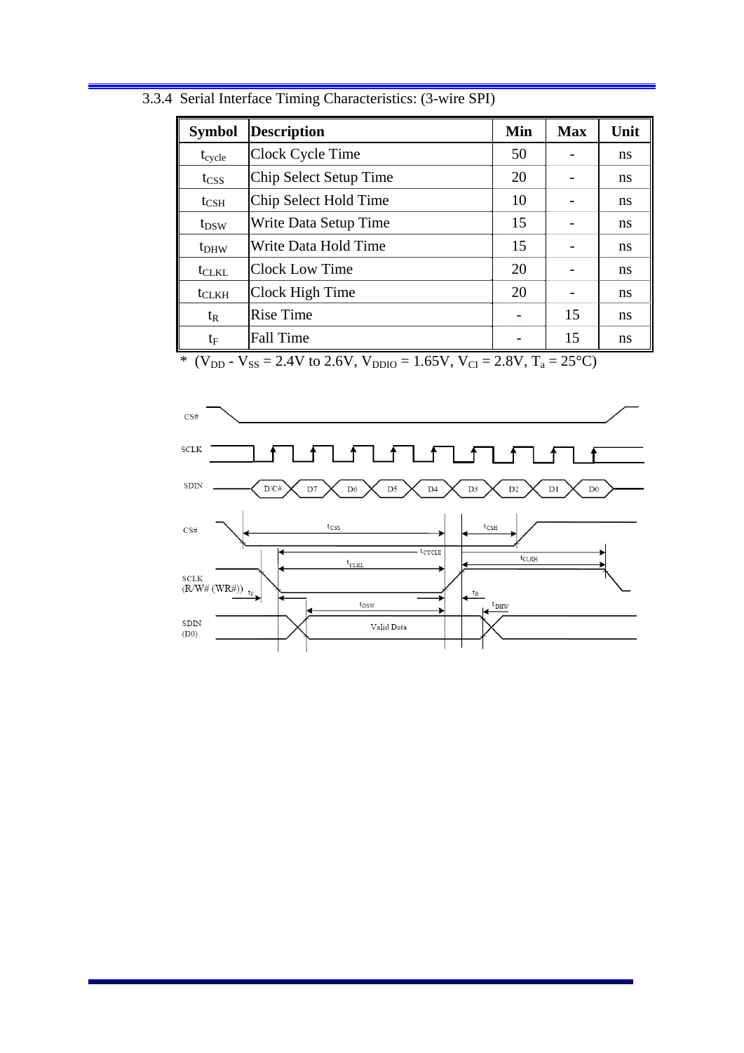### 3.3.4 Serial Interface Timing Characteristics: (3-wire SPI)

| Symbol | Description | Min | Max | Unit |
|---|---|---|---|---|
| $t_{cycle}$ | Clock Cycle Time | 50 | - | ns |
| $t_{CSS}$ | Chip Select Setup Time | 20 | - | ns |
| $t_{CSH}$ | Chip Select Hold Time | 10 | - | ns |
| $t_{DSW}$ | Write Data Setup Time | 15 | - | ns |
| $t_{DHW}$ | Write Data Hold Time | 15 | - | ns |
| $t_{CLKL}$ | Clock Low Time | 20 | - | ns |
| $t_{CLKH}$ | Clock High Time | 20 | - | ns |
| $t_R$ | Rise Time | - | 15 | ns |
| $t_F$ | Fall Time | - | 15 | ns |

* ($V_{DD}$ - $V_{SS}$ = 2.4V to 2.6V, $V_{DDIO}$ = 1.65V, $V_{CI}$ = 2.8V, $T_a$ = 25°C)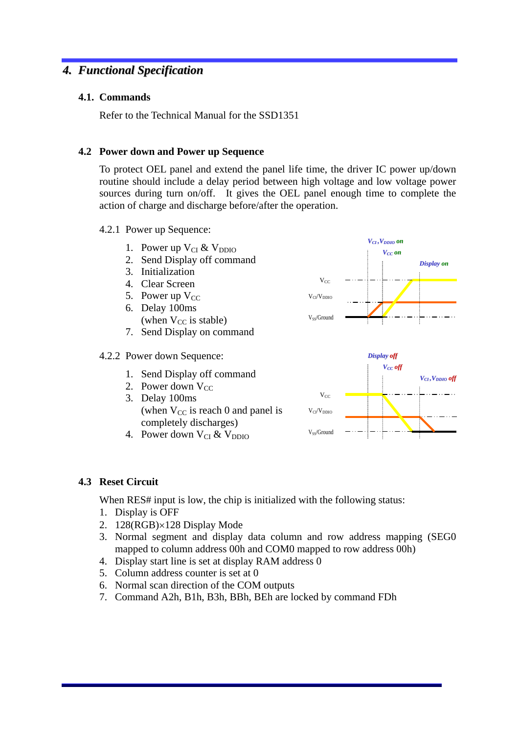# 4. Functional Specification

## 4.1. Commands

Refer to the Technical Manual for the SSD1351

## 4.2 Power down and Power up Sequence

To protect OEL panel and extend the panel life time, the driver IC power up/down routine should include a delay period between high voltage and low voltage power sources during turn on/off. It gives the OEL panel enough time to complete the action of charge and discharge before/after the operation.

### 4.2.1 Power up Sequence:

1. Power up $V_{CI}$ & $V_{DDIO}$
2. Send Display off command
3. Initialization
4. Clear Screen
5. Power up $V_{CC}$
6. Delay 100ms
   (when $V_{CC}$ is stable)
7. Send Display on command

### 4.2.2 Power down Sequence:

1. Send Display off command
2. Power down $V_{CC}$
3. Delay 100ms
   (when $V_{CC}$ is reach 0 and panel is completely discharges)
4. Power down $V_{CI}$ & $V_{DDIO}$

## 4.3 Reset Circuit

When RES# input is low, the chip is initialized with the following status:

1. Display is OFF
2. 128(RGB)×128 Display Mode
3. Normal segment and display data column and row address mapping (SEG0 mapped to column address 00h and COM0 mapped to row address 00h)
4. Display start line is set at display RAM address 0
5. Column address counter is set at 0
6. Normal scan direction of the COM outputs
7. Command A2h, B1h, B3h, BBh, BEh are locked by command FDh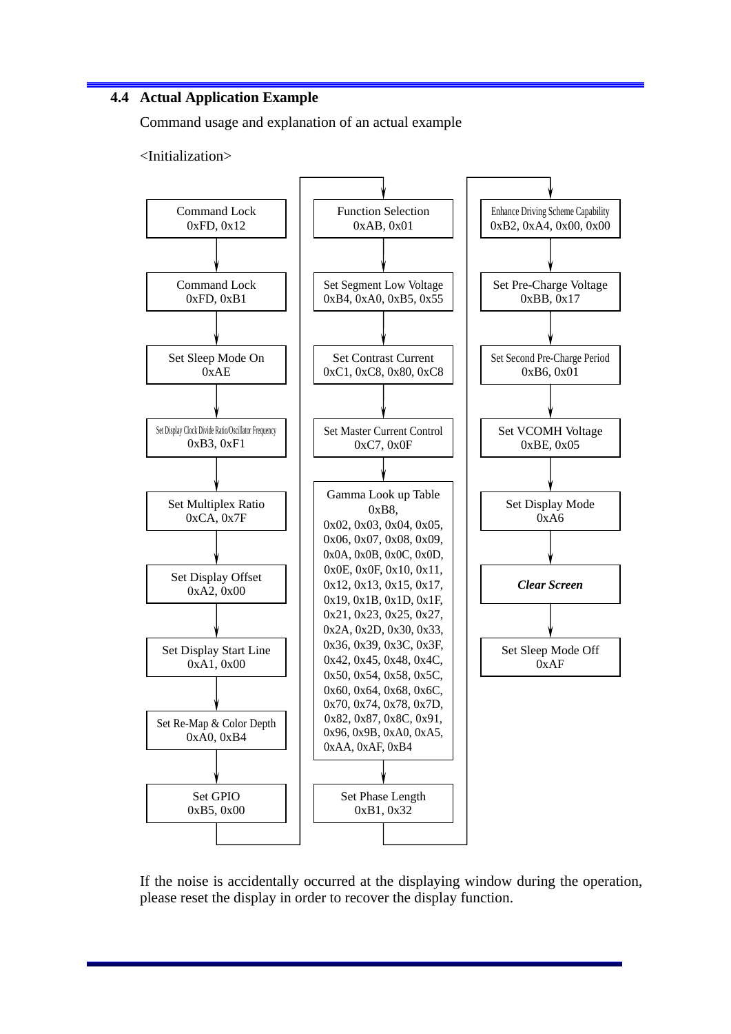## 4.4 Actual Application Example

Command usage and explanation of an actual example

<Initialization>

1. Command Lock  
   0xFD, 0x12
2. Command Lock  
   0xFD, 0xB1
3. Set Sleep Mode On  
   0xAE
4. Set Display Clock Divide Ratio/Oscillator Frequency  
   0xB3, 0xF1
5. Set Multiplex Ratio  
   0xCA, 0x7F
6. Set Display Offset  
   0xA2, 0x00
7. Set Display Start Line  
   0xA1, 0x00
8. Set Re-Map & Color Depth  
   0xA0, 0xB4
9. Set GPIO  
   0xB5, 0x00
10. Function Selection  
    0xAB, 0x01
11. Set Segment Low Voltage  
    0xB4, 0xA0, 0xB5, 0x55
12. Set Contrast Current  
    0xC1, 0xC8, 0x80, 0xC8
13. Set Master Current Control  
    0xC7, 0x0F
14. Gamma Look up Table  
    0xB8,  
    0x02, 0x03, 0x04, 0x05,  
    0x06, 0x07, 0x08, 0x09,  
    0x0A, 0x0B, 0x0C, 0x0D,  
    0x0E, 0x0F, 0x10, 0x11,  
    0x12, 0x13, 0x15, 0x17,  
    0x19, 0x1B, 0x1D, 0x1F,  
    0x21, 0x23, 0x25, 0x27,  
    0x2A, 0x2D, 0x30, 0x33,  
    0x36, 0x39, 0x3C, 0x3F,  
    0x42, 0x45, 0x48, 0x4C,  
    0x50, 0x54, 0x58, 0x5C,  
    0x60, 0x64, 0x68, 0x6C,  
    0x70, 0x74, 0x78, 0x7D,  
    0x82, 0x87, 0x8C, 0x91,  
    0x96, 0x9B, 0xA0, 0xA5,  
    0xAA, 0xAF, 0xB4
15. Set Phase Length  
    0xB1, 0x32
16. Enhance Driving Scheme Capability  
    0xB2, 0xA4, 0x00, 0x00
17. Set Pre-Charge Voltage  
    0xBB, 0x17
18. Set Second Pre-Charge Period  
    0xB6, 0x01
19. Set VCOMH Voltage  
    0xBE, 0x05
20. Set Display Mode  
    0xA6
21. ***Clear Screen***
22. Set Sleep Mode Off  
    0xAF

If the noise is accidentally occurred at the displaying window during the operation, please reset the display in order to recover the display function.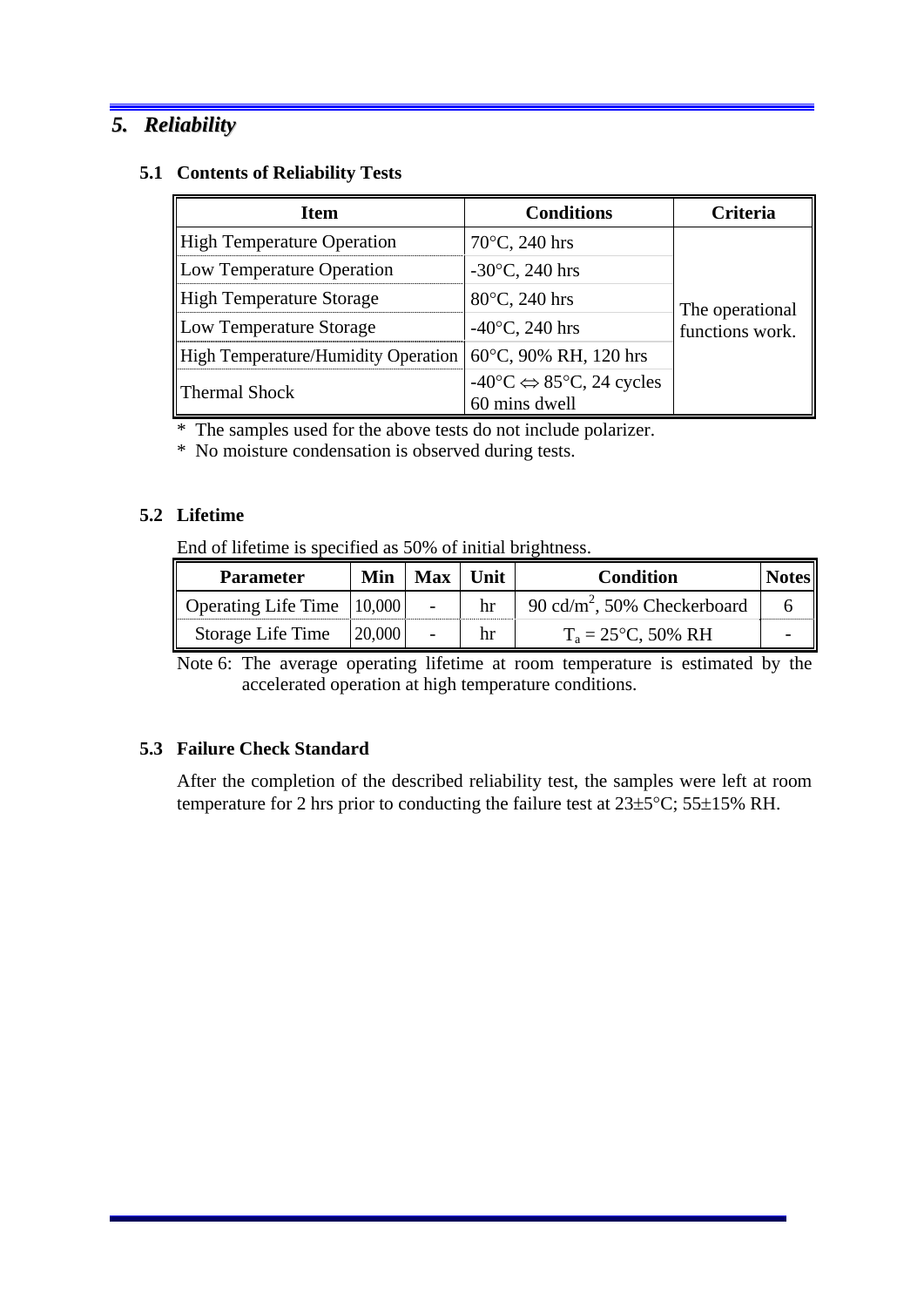## 5. *Reliability*

### 5.1 Contents of Reliability Tests

| Item | Conditions | Criteria |
|---|---|---|
| High Temperature Operation | 70°C, 240 hrs | The operational functions work. |
| Low Temperature Operation | -30°C, 240 hrs | |
| High Temperature Storage | 80°C, 240 hrs | |
| Low Temperature Storage | -40°C, 240 hrs | |
| High Temperature/Humidity Operation | 60°C, 90% RH, 120 hrs | |
| Thermal Shock | -40°C ⇔ 85°C, 24 cycles 60 mins dwell | |

\* The samples used for the above tests do not include polarizer.
\* No moisture condensation is observed during tests.

### 5.2 Lifetime

End of lifetime is specified as 50% of initial brightness.

| Parameter | Min | Max | Unit | Condition | Notes |
|---|---|---|---|---|---|
| Operating Life Time | 10,000 | - | hr | 90 cd/m$^2$, 50% Checkerboard | 6 |
| Storage Life Time | 20,000 | - | hr | $T_a$ = 25°C, 50% RH | - |

Note 6: The average operating lifetime at room temperature is estimated by the accelerated operation at high temperature conditions.

### 5.3 Failure Check Standard

After the completion of the described reliability test, the samples were left at room temperature for 2 hrs prior to conducting the failure test at 23±5°C; 55±15% RH.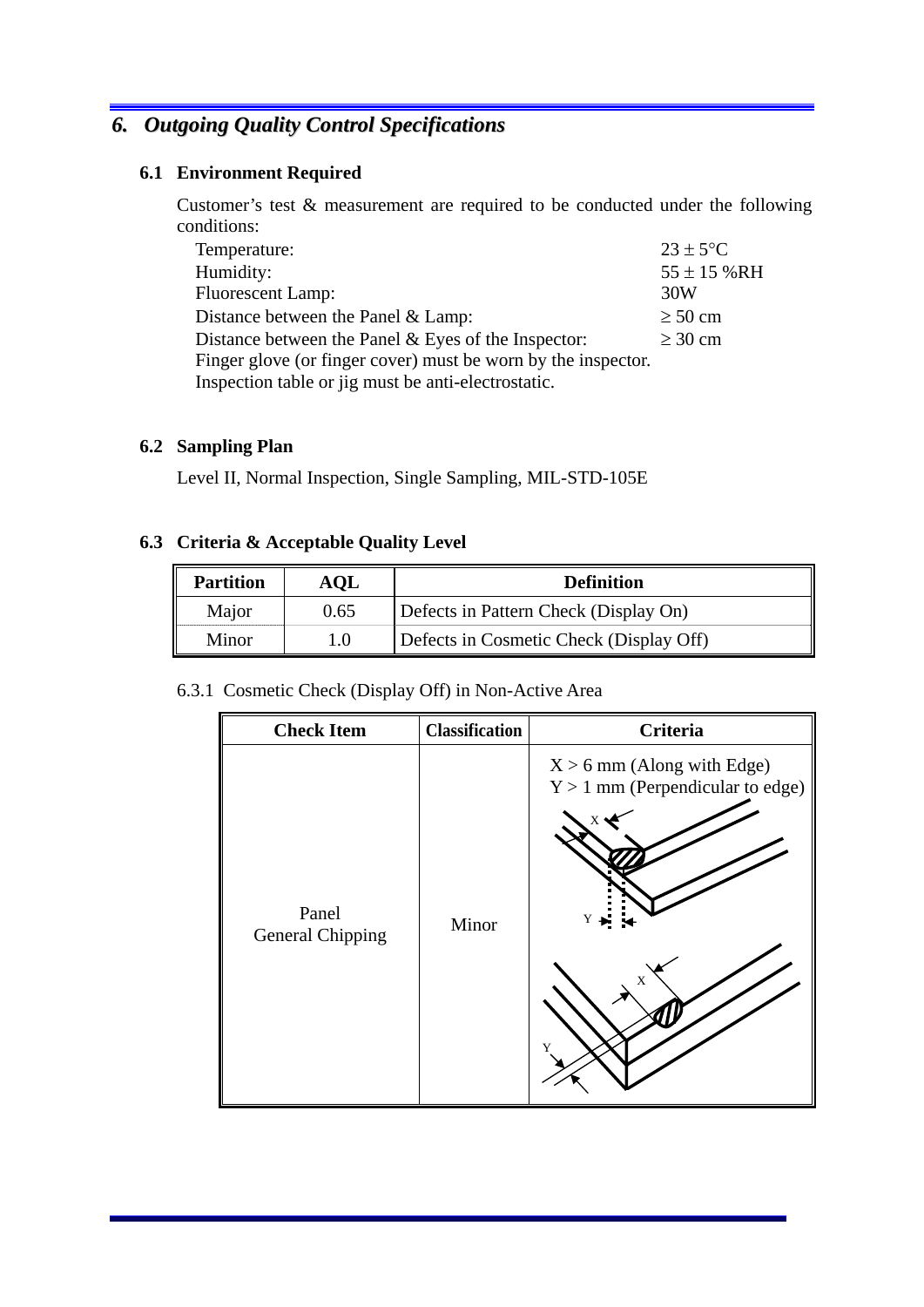# 6. *Outgoing Quality Control Specifications*

## 6.1 Environment Required

Customer's test & measurement are required to be conducted under the following conditions:

| | |
|---|---|
| Temperature: | 23 ± 5°C |
| Humidity: | 55 ± 15 %RH |
| Fluorescent Lamp: | 30W |
| Distance between the Panel & Lamp: | ≥ 50 cm |
| Distance between the Panel & Eyes of the Inspector: | ≥ 30 cm |

Finger glove (or finger cover) must be worn by the inspector.
Inspection table or jig must be anti-electrostatic.

## 6.2 Sampling Plan

Level II, Normal Inspection, Single Sampling, MIL-STD-105E

## 6.3 Criteria & Acceptable Quality Level

| Partition | AQL | Definition |
|---|---|---|
| Major | 0.65 | Defects in Pattern Check (Display On) |
| Minor | 1.0 | Defects in Cosmetic Check (Display Off) |

6.3.1 Cosmetic Check (Display Off) in Non-Active Area

| Check Item | Classification | Criteria |
|---|---|---|
| Panel General Chipping | Minor | X > 6 mm (Along with Edge)<br>Y > 1 mm (Perpendicular to edge) |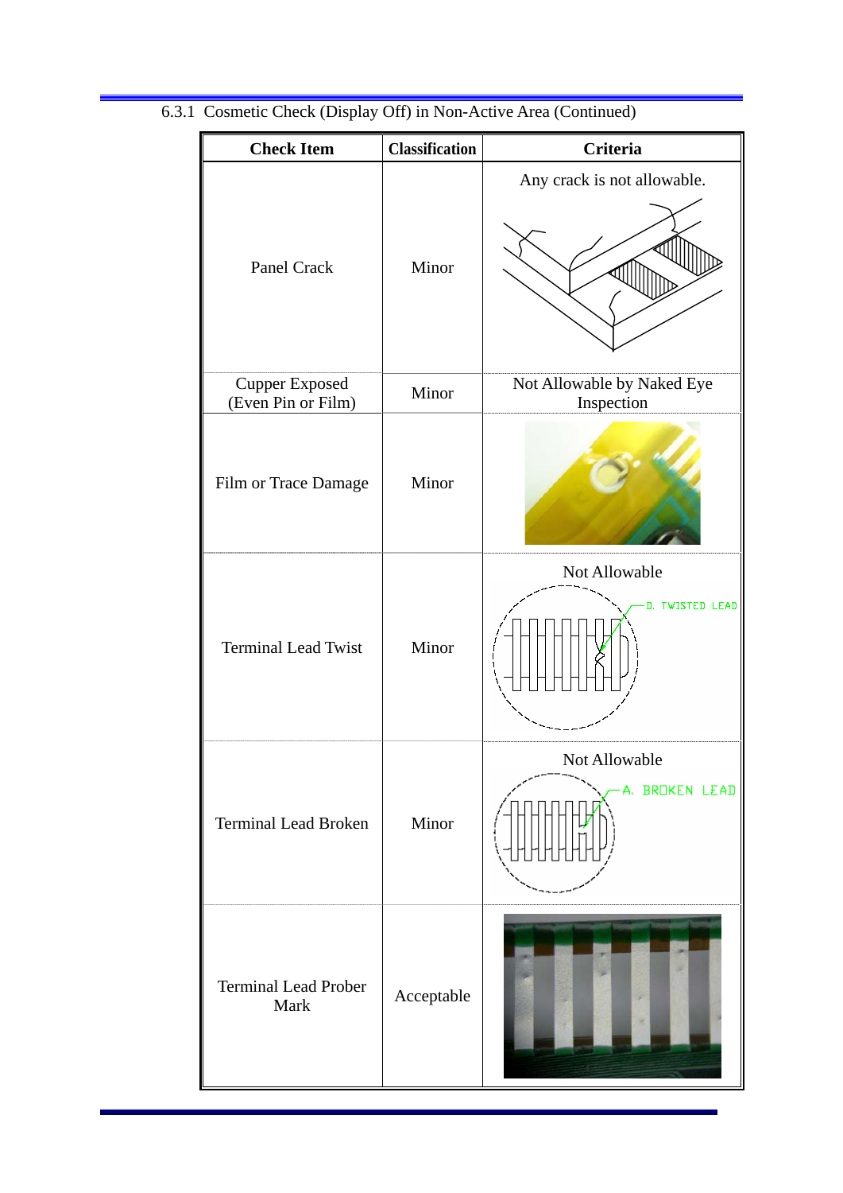6.3.1 Cosmetic Check (Display Off) in Non-Active Area (Continued)

| Check Item | Classification | Criteria |
|---|---|---|
| Panel Crack | Minor | Any crack is not allowable. |
| Cupper Exposed (Even Pin or Film) | Minor | Not Allowable by Naked Eye Inspection |
| Film or Trace Damage | Minor | |
| Terminal Lead Twist | Minor | Not Allowable |
| Terminal Lead Broken | Minor | Not Allowable |
| Terminal Lead Prober Mark | Acceptable | |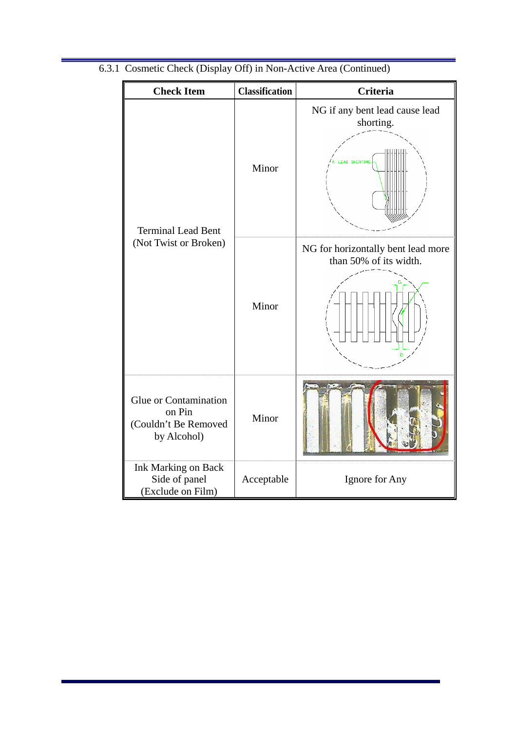6.3.1 Cosmetic Check (Display Off) in Non-Active Area (Continued)

| Check Item | Classification | Criteria |
|---|---|---|
| Terminal Lead Bent (Not Twist or Broken) | Minor | NG if any bent lead cause lead shorting. |
| | Minor | NG for horizontally bent lead more than 50% of its width. |
| Glue or Contamination on Pin (Couldn't Be Removed by Alcohol) | Minor | |
| Ink Marking on Back Side of panel (Exclude on Film) | Acceptable | Ignore for Any |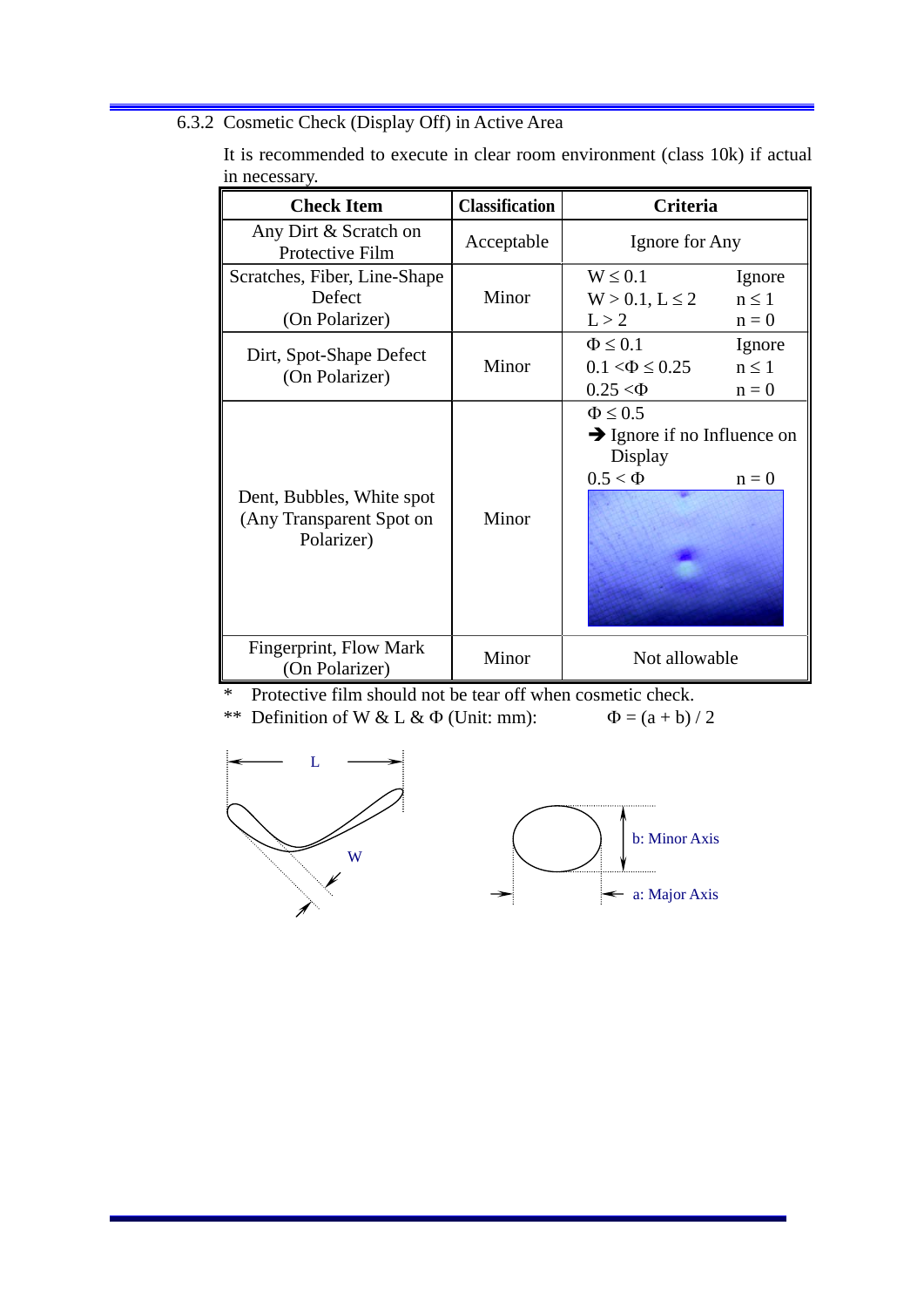### 6.3.2 Cosmetic Check (Display Off) in Active Area

It is recommended to execute in clear room environment (class 10k) if actual in necessary.

| Check Item | Classification | Criteria | |
|---|---|---|---|
| Any Dirt & Scratch on Protective Film | Acceptable | Ignore for Any | |
| Scratches, Fiber, Line-Shape Defect (On Polarizer) | Minor | $W \leq 0.1$<br>$W > 0.1, L \leq 2$<br>$L > 2$ | Ignore<br>$n \leq 1$<br>$n = 0$ |
| Dirt, Spot-Shape Defect (On Polarizer) | Minor | $\Phi \leq 0.1$<br>$0.1 < \Phi \leq 0.25$<br>$0.25 < \Phi$ | Ignore<br>$n \leq 1$<br>$n = 0$ |
| Dent, Bubbles, White spot (Any Transparent Spot on Polarizer) | Minor | $\Phi \leq 0.5$<br>➔ Ignore if no Influence on Display<br>$0.5 < \Phi$ | <br><br><br>$n = 0$ |
| Fingerprint, Flow Mark (On Polarizer) | Minor | Not allowable | |

\* Protective film should not be tear off when cosmetic check.

\*\* Definition of W & L & Φ (Unit: mm): $\Phi = (a + b) / 2$

L

W

b: Minor Axis

a: Major Axis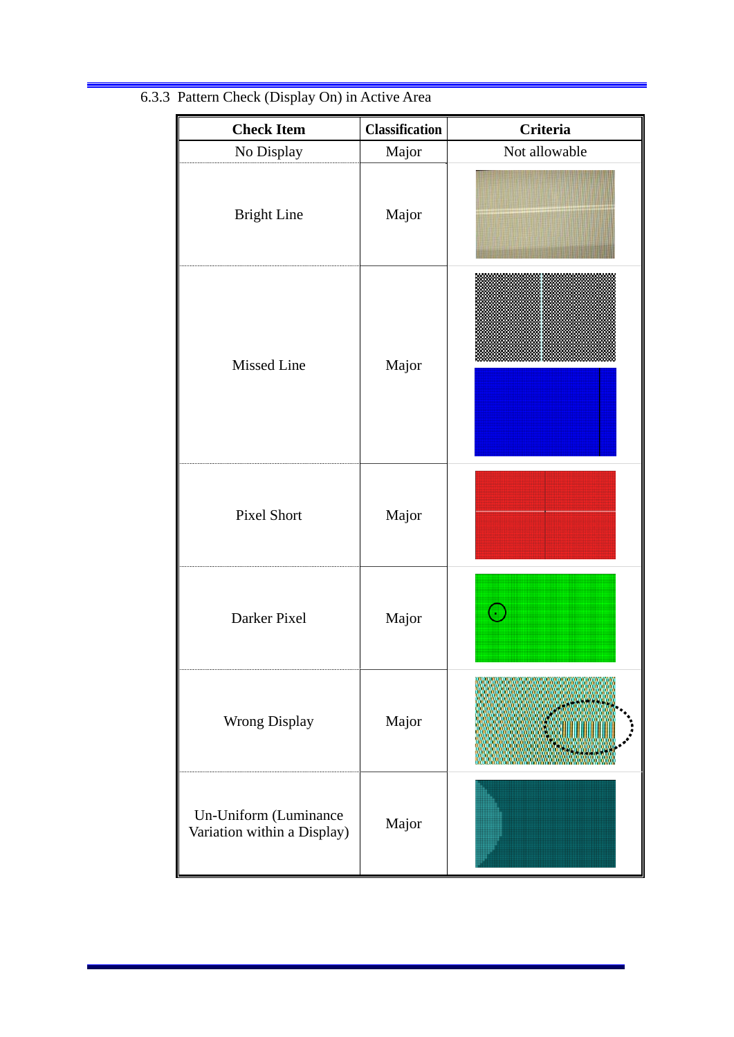### 6.3.3 Pattern Check (Display On) in Active Area

| Check Item | Classification | Criteria |
|---|---|---|
| No Display | Major | Not allowable |
| Bright Line | Major | |
| Missed Line | Major | |
| Pixel Short | Major | |
| Darker Pixel | Major | |
| Wrong Display | Major | |
| Un-Uniform (Luminance Variation within a Display) | Major | |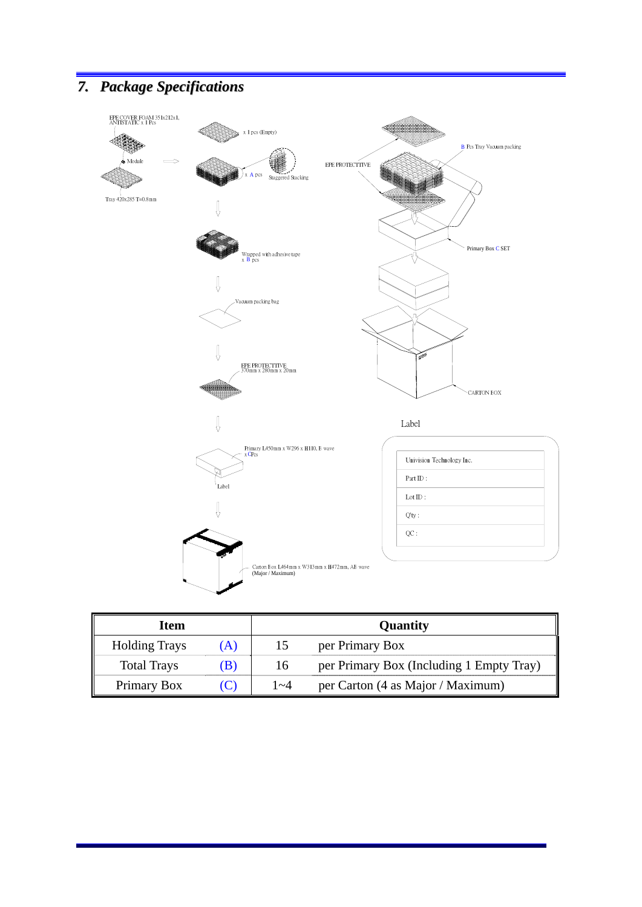## 7. Package Specifications

EPE COVER FOAM 351x212x1, ANTISTATIC x 1 Pcs

Module

Tray 420x285 T=0.8mm

x 1 pcs (Empty)

x A pcs

Staggered Stacking

Wrapped with adhesive tape x B pcs

Vacuum packing bag

EPE PROTECTTIVE 370mm x 280mm x 20mm

Primary L450mm x W296 x H110, B wave x C Pcs

Label

Carton Box L464mm x W313mm x H472mm, AB wave (Major / Maximum)

EPE PROTECTTIVE

B Pcs Tray Vacuum packing

Primary Box C SET

CARTON BOX

Label

| Univision Technology Inc. |
|---|
| Part ID : |
| Lot ID : |
| Q'ty : |
| QC : |

| Item | | Quantity | |
|---|---|---|---|
| Holding Trays | (A) | 15 | per Primary Box |
| Total Trays | (B) | 16 | per Primary Box (Including 1 Empty Tray) |
| Primary Box | (C) | 1~4 | per Carton (4 as Major / Maximum) |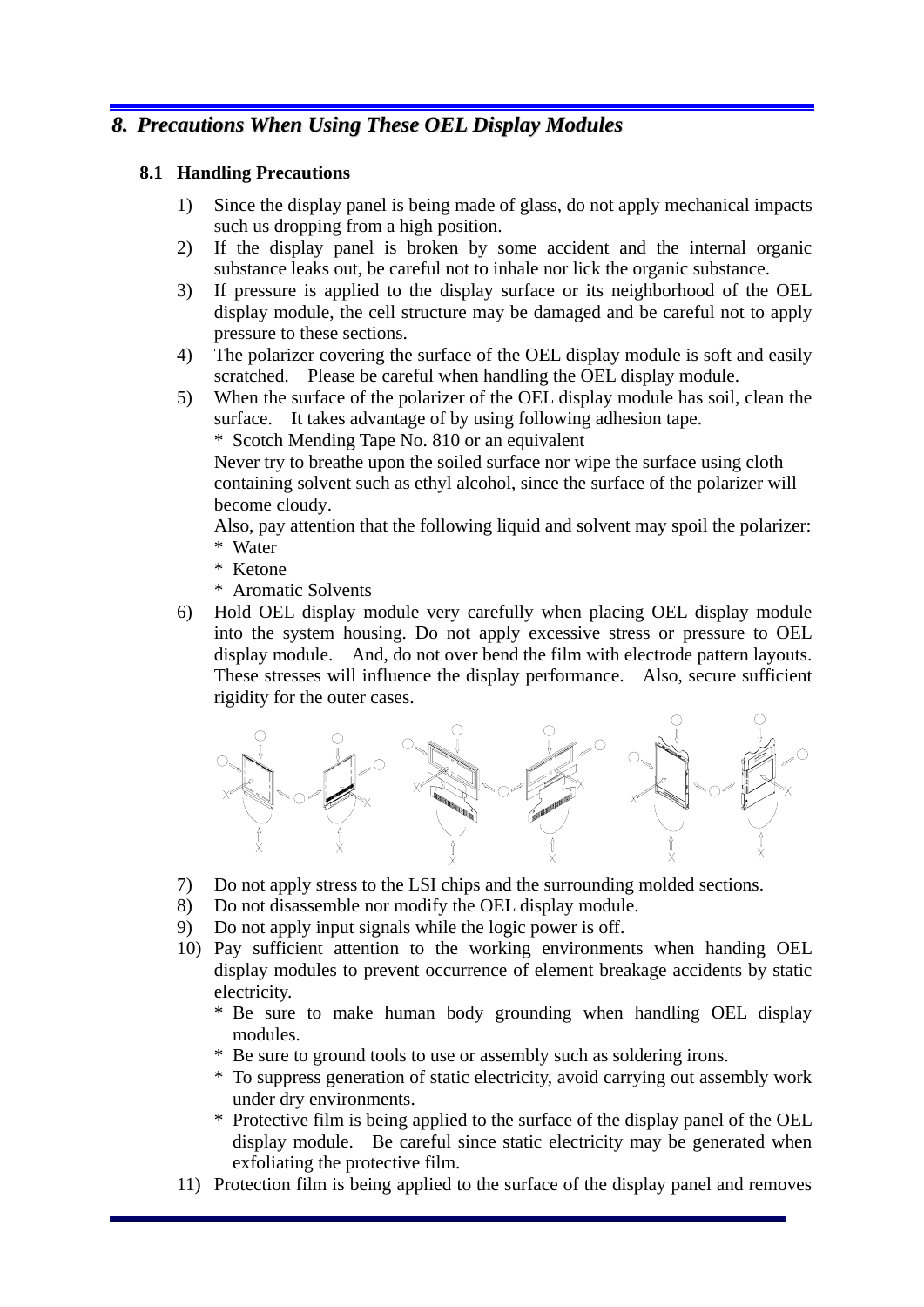## 8. Precautions When Using These OEL Display Modules

### 8.1 Handling Precautions

1) Since the display panel is being made of glass, do not apply mechanical impacts such us dropping from a high position.
2) If the display panel is broken by some accident and the internal organic substance leaks out, be careful not to inhale nor lick the organic substance.
3) If pressure is applied to the display surface or its neighborhood of the OEL display module, the cell structure may be damaged and be careful not to apply pressure to these sections.
4) The polarizer covering the surface of the OEL display module is soft and easily scratched. Please be careful when handling the OEL display module.
5) When the surface of the polarizer of the OEL display module has soil, clean the surface. It takes advantage of by using following adhesion tape.
   * Scotch Mending Tape No. 810 or an equivalent
   
   Never try to breathe upon the soiled surface nor wipe the surface using cloth containing solvent such as ethyl alcohol, since the surface of the polarizer will become cloudy.
   
   Also, pay attention that the following liquid and solvent may spoil the polarizer:
   * Water
   * Ketone
   * Aromatic Solvents
6) Hold OEL display module very carefully when placing OEL display module into the system housing. Do not apply excessive stress or pressure to OEL display module. And, do not over bend the film with electrode pattern layouts. These stresses will influence the display performance. Also, secure sufficient rigidity for the outer cases.
7) Do not apply stress to the LSI chips and the surrounding molded sections.
8) Do not disassemble nor modify the OEL display module.
9) Do not apply input signals while the logic power is off.
10) Pay sufficient attention to the working environments when handing OEL display modules to prevent occurrence of element breakage accidents by static electricity.
    * Be sure to make human body grounding when handling OEL display modules.
    * Be sure to ground tools to use or assembly such as soldering irons.
    * To suppress generation of static electricity, avoid carrying out assembly work under dry environments.
    * Protective film is being applied to the surface of the display panel of the OEL display module. Be careful since static electricity may be generated when exfoliating the protective film.
11) Protection film is being applied to the surface of the display panel and removes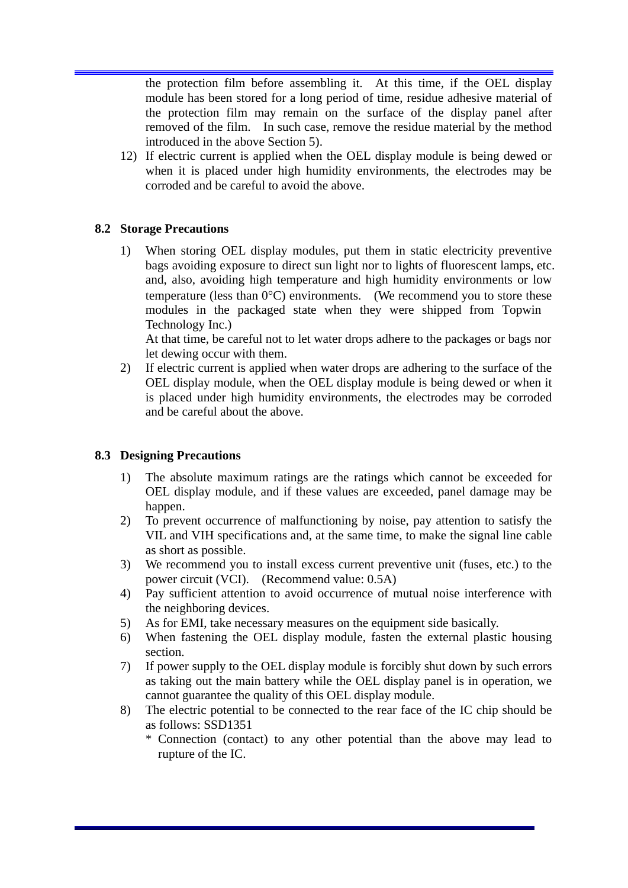the protection film before assembling it. At this time, if the OEL display module has been stored for a long period of time, residue adhesive material of the protection film may remain on the surface of the display panel after removed of the film. In such case, remove the residue material by the method introduced in the above Section 5).

12) If electric current is applied when the OEL display module is being dewed or when it is placed under high humidity environments, the electrodes may be corroded and be careful to avoid the above.

## 8.2 Storage Precautions

1) When storing OEL display modules, put them in static electricity preventive bags avoiding exposure to direct sun light nor to lights of fluorescent lamps, etc. and, also, avoiding high temperature and high humidity environments or low temperature (less than 0°C) environments. (We recommend you to store these modules in the packaged state when they were shipped from Topwin Technology Inc.)
   At that time, be careful not to let water drops adhere to the packages or bags nor let dewing occur with them.
2) If electric current is applied when water drops are adhering to the surface of the OEL display module, when the OEL display module is being dewed or when it is placed under high humidity environments, the electrodes may be corroded and be careful about the above.

## 8.3 Designing Precautions

1) The absolute maximum ratings are the ratings which cannot be exceeded for OEL display module, and if these values are exceeded, panel damage may be happen.
2) To prevent occurrence of malfunctioning by noise, pay attention to satisfy the VIL and VIH specifications and, at the same time, to make the signal line cable as short as possible.
3) We recommend you to install excess current preventive unit (fuses, etc.) to the power circuit (VCI). (Recommend value: 0.5A)
4) Pay sufficient attention to avoid occurrence of mutual noise interference with the neighboring devices.
5) As for EMI, take necessary measures on the equipment side basically.
6) When fastening the OEL display module, fasten the external plastic housing section.
7) If power supply to the OEL display module is forcibly shut down by such errors as taking out the main battery while the OEL display panel is in operation, we cannot guarantee the quality of this OEL display module.
8) The electric potential to be connected to the rear face of the IC chip should be as follows: SSD1351
   * Connection (contact) to any other potential than the above may lead to rupture of the IC.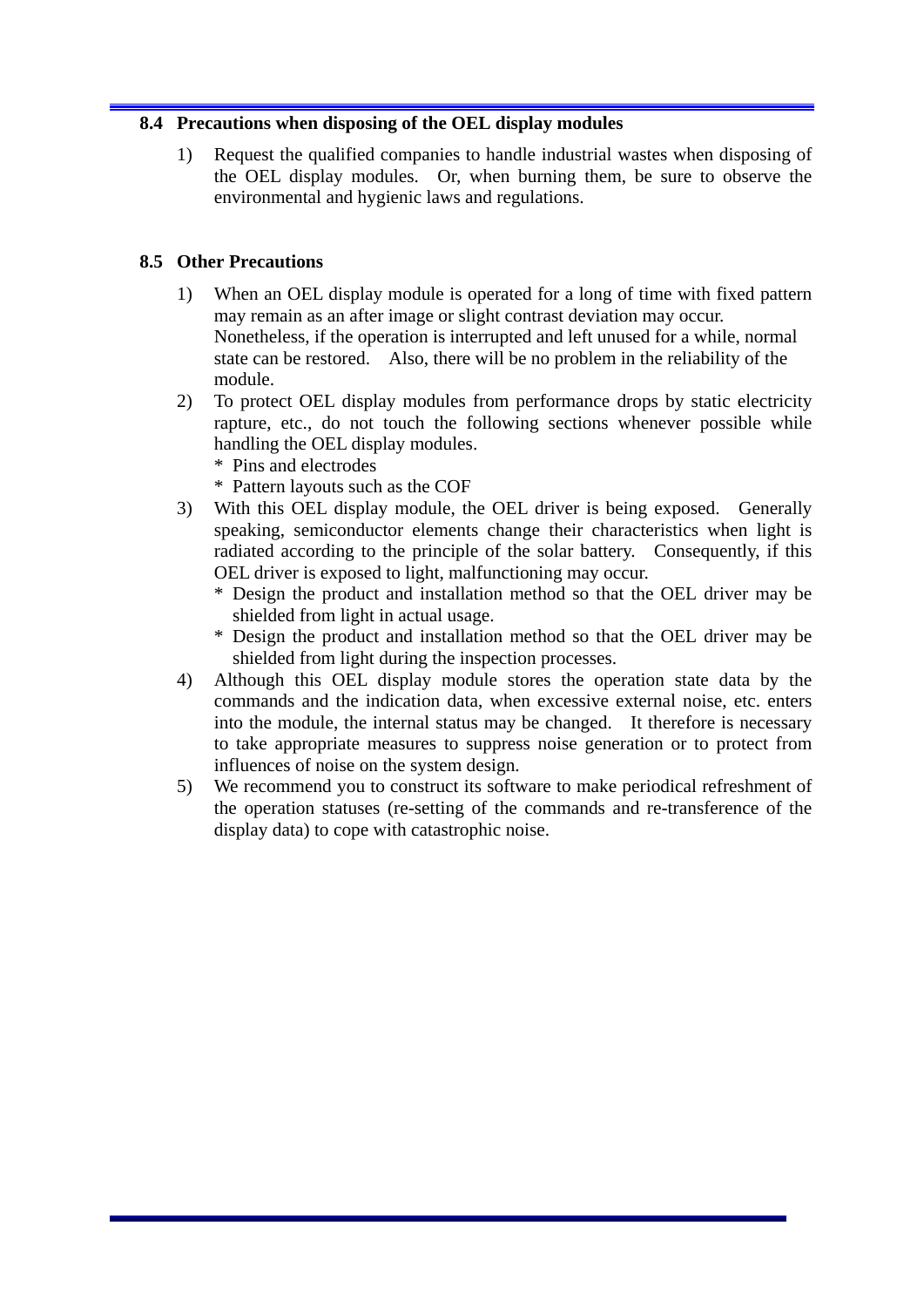### 8.4 Precautions when disposing of the OEL display modules

1) Request the qualified companies to handle industrial wastes when disposing of the OEL display modules. Or, when burning them, be sure to observe the environmental and hygienic laws and regulations.

### 8.5 Other Precautions

1) When an OEL display module is operated for a long of time with fixed pattern may remain as an after image or slight contrast deviation may occur. Nonetheless, if the operation is interrupted and left unused for a while, normal state can be restored. Also, there will be no problem in the reliability of the module.
2) To protect OEL display modules from performance drops by static electricity rapture, etc., do not touch the following sections whenever possible while handling the OEL display modules.
   * Pins and electrodes
   * Pattern layouts such as the COF
3) With this OEL display module, the OEL driver is being exposed. Generally speaking, semiconductor elements change their characteristics when light is radiated according to the principle of the solar battery. Consequently, if this OEL driver is exposed to light, malfunctioning may occur.
   * Design the product and installation method so that the OEL driver may be shielded from light in actual usage.
   * Design the product and installation method so that the OEL driver may be shielded from light during the inspection processes.
4) Although this OEL display module stores the operation state data by the commands and the indication data, when excessive external noise, etc. enters into the module, the internal status may be changed. It therefore is necessary to take appropriate measures to suppress noise generation or to protect from influences of noise on the system design.
5) We recommend you to construct its software to make periodical refreshment of the operation statuses (re-setting of the commands and re-transference of the display data) to cope with catastrophic noise.